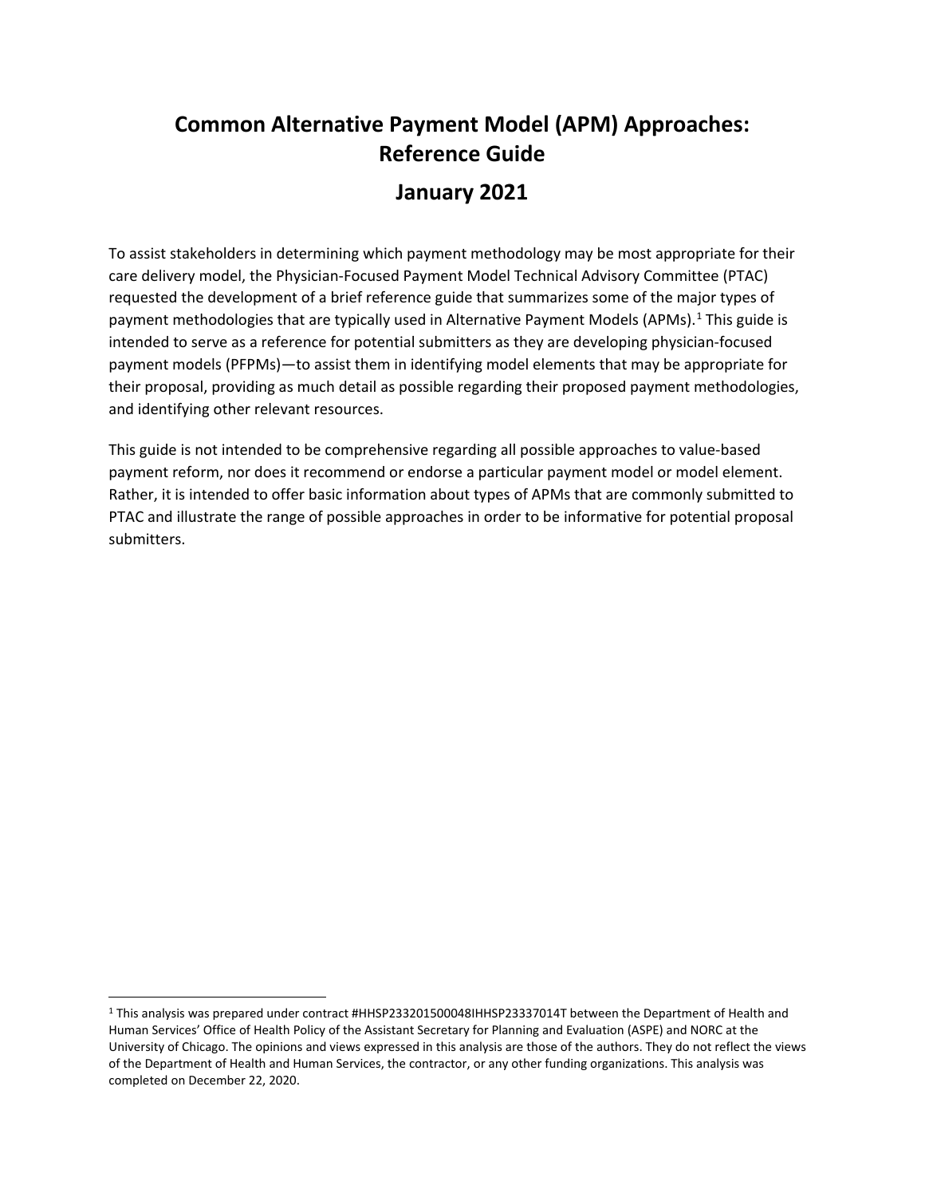# Common Alternative Payment Model (APM) Approaches: Reference Guide

## January 2021

To assist stakeholders in determining which payment methodology may be most appropriate for their care delivery model, the Physician-Focused Payment Model Technical Advisory Committee (PTAC) requested the development of a brief reference guide that summarizes some of the major types of payment methodologies that are typically used in Alternative Payment Models (APMs).[1] This guide is intended to serve as a reference for potential submitters as they are developing physician-focused payment models (PFPMs)—to assist them in identifying model elements that may be appropriate for their proposal, providing as much detail as possible regarding their proposed payment methodologies, and identifying other relevant resources.

This guide is not intended to be comprehensive regarding all possible approaches to value-based payment reform, nor does it recommend or endorse a particular payment model or model element. Rather, it is intended to offer basic information about types of APMs that are commonly submitted to PTAC and illustrate the range of possible approaches in order to be informative for potential proposal submitters.

[1] This analysis was prepared under contract #HHSP233201500048IHHSP23337014T between the Department of Health and Human Services' Office of Health Policy of the Assistant Secretary for Planning and Evaluation (ASPE) and NORC at the University of Chicago. The opinions and views expressed in this analysis are those of the authors. They do not reflect the views of the Department of Health and Human Services, the contractor, or any other funding organizations. This analysis was completed on December 22, 2020.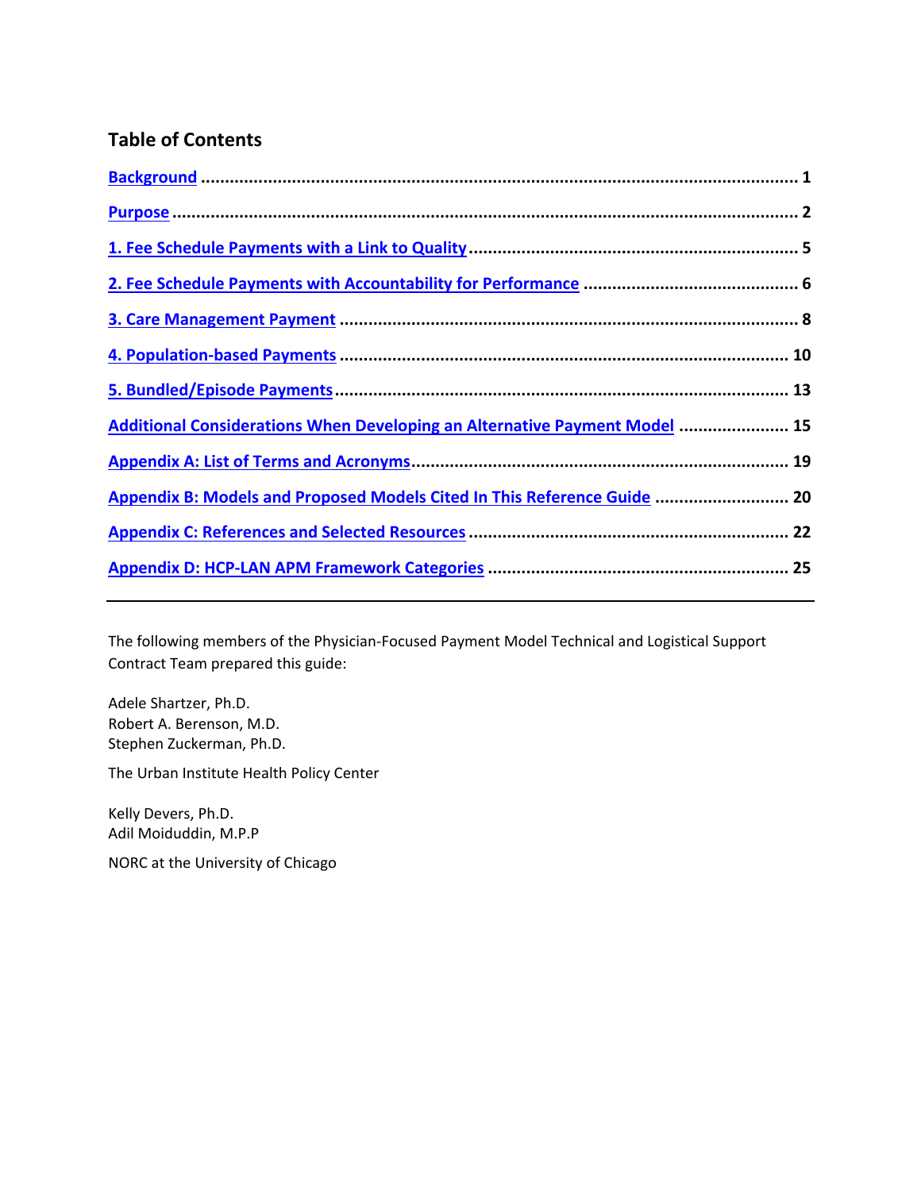## Table of Contents

- Background ........ 1
- Purpose ........ 2
- 1. Fee Schedule Payments with a Link to Quality ........ 5
- 2. Fee Schedule Payments with Accountability for Performance ........ 6
- 3. Care Management Payment ........ 8
- 4. Population-based Payments ........ 10
- 5. Bundled/Episode Payments ........ 13
- Additional Considerations When Developing an Alternative Payment Model ........ 15
- Appendix A: List of Terms and Acronyms ........ 19
- Appendix B: Models and Proposed Models Cited In This Reference Guide ........ 20
- Appendix C: References and Selected Resources ........ 22
- Appendix D: HCP-LAN APM Framework Categories ........ 25

---

The following members of the Physician-Focused Payment Model Technical and Logistical Support Contract Team prepared this guide:

Adele Shartzer, Ph.D.
Robert A. Berenson, M.D.
Stephen Zuckerman, Ph.D.

The Urban Institute Health Policy Center

Kelly Devers, Ph.D.
Adil Moiduddin, M.P.P

NORC at the University of Chicago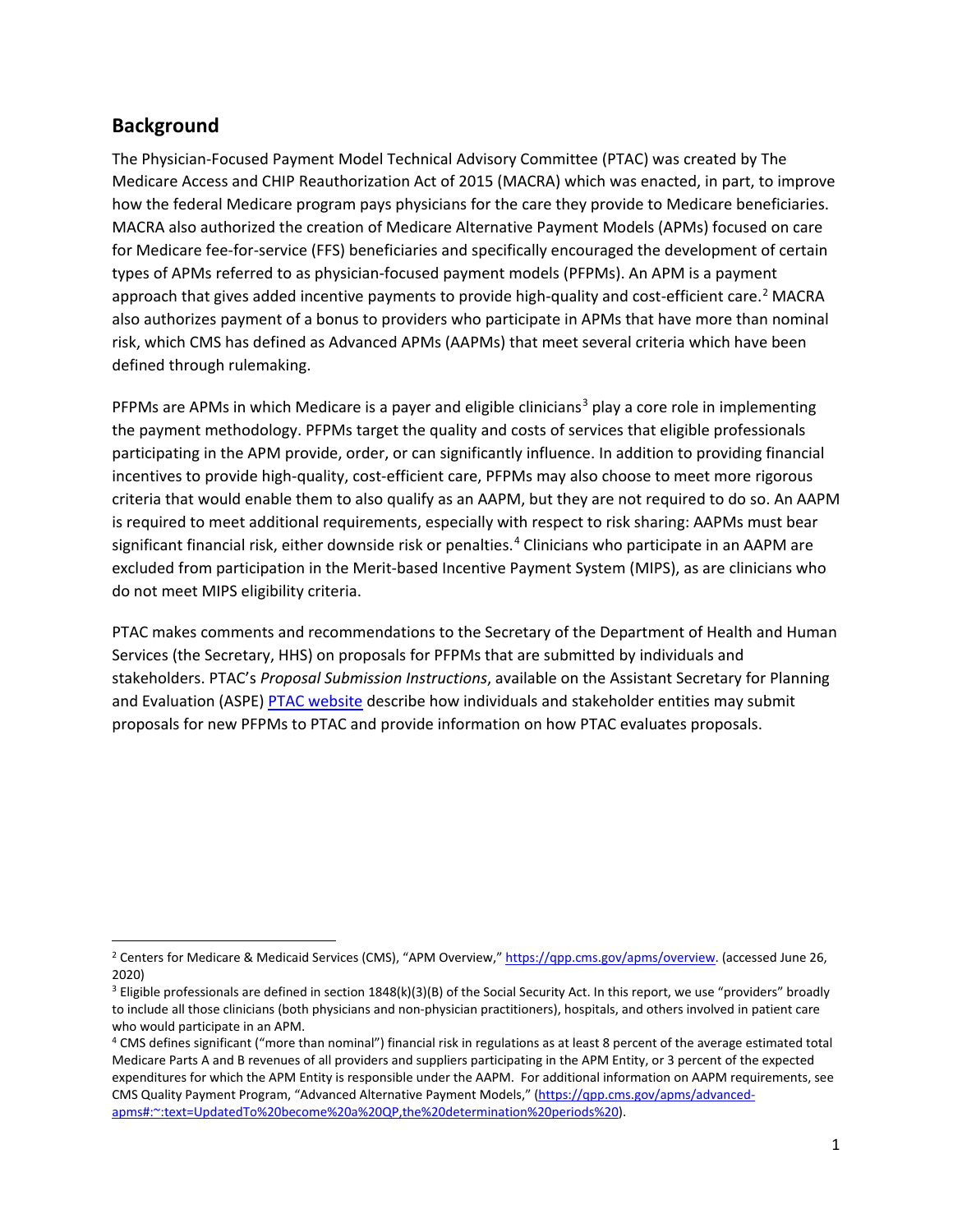## Background

The Physician-Focused Payment Model Technical Advisory Committee (PTAC) was created by The Medicare Access and CHIP Reauthorization Act of 2015 (MACRA) which was enacted, in part, to improve how the federal Medicare program pays physicians for the care they provide to Medicare beneficiaries. MACRA also authorized the creation of Medicare Alternative Payment Models (APMs) focused on care for Medicare fee-for-service (FFS) beneficiaries and specifically encouraged the development of certain types of APMs referred to as physician-focused payment models (PFPMs). An APM is a payment approach that gives added incentive payments to provide high-quality and cost-efficient care.[2] MACRA also authorizes payment of a bonus to providers who participate in APMs that have more than nominal risk, which CMS has defined as Advanced APMs (AAPMs) that meet several criteria which have been defined through rulemaking.

PFPMs are APMs in which Medicare is a payer and eligible clinicians[3] play a core role in implementing the payment methodology. PFPMs target the quality and costs of services that eligible professionals participating in the APM provide, order, or can significantly influence. In addition to providing financial incentives to provide high-quality, cost-efficient care, PFPMs may also choose to meet more rigorous criteria that would enable them to also qualify as an AAPM, but they are not required to do so. An AAPM is required to meet additional requirements, especially with respect to risk sharing: AAPMs must bear significant financial risk, either downside risk or penalties.[4] Clinicians who participate in an AAPM are excluded from participation in the Merit-based Incentive Payment System (MIPS), as are clinicians who do not meet MIPS eligibility criteria.

PTAC makes comments and recommendations to the Secretary of the Department of Health and Human Services (the Secretary, HHS) on proposals for PFPMs that are submitted by individuals and stakeholders. PTAC's *Proposal Submission Instructions*, available on the Assistant Secretary for Planning and Evaluation (ASPE) PTAC website describe how individuals and stakeholder entities may submit proposals for new PFPMs to PTAC and provide information on how PTAC evaluates proposals.

---

[2] Centers for Medicare & Medicaid Services (CMS), "APM Overview," https://qpp.cms.gov/apms/overview. (accessed June 26, 2020)

[3] Eligible professionals are defined in section 1848(k)(3)(B) of the Social Security Act. In this report, we use "providers" broadly to include all those clinicians (both physicians and non-physician practitioners), hospitals, and others involved in patient care who would participate in an APM.

[4] CMS defines significant ("more than nominal") financial risk in regulations as at least 8 percent of the average estimated total Medicare Parts A and B revenues of all providers and suppliers participating in the APM Entity, or 3 percent of the expected expenditures for which the APM Entity is responsible under the AAPM. For additional information on AAPM requirements, see CMS Quality Payment Program, "Advanced Alternative Payment Models," (https://qpp.cms.gov/apms/advanced-apms#:~:text=UpdatedTo%20become%20a%20QP,the%20determination%20periods%20).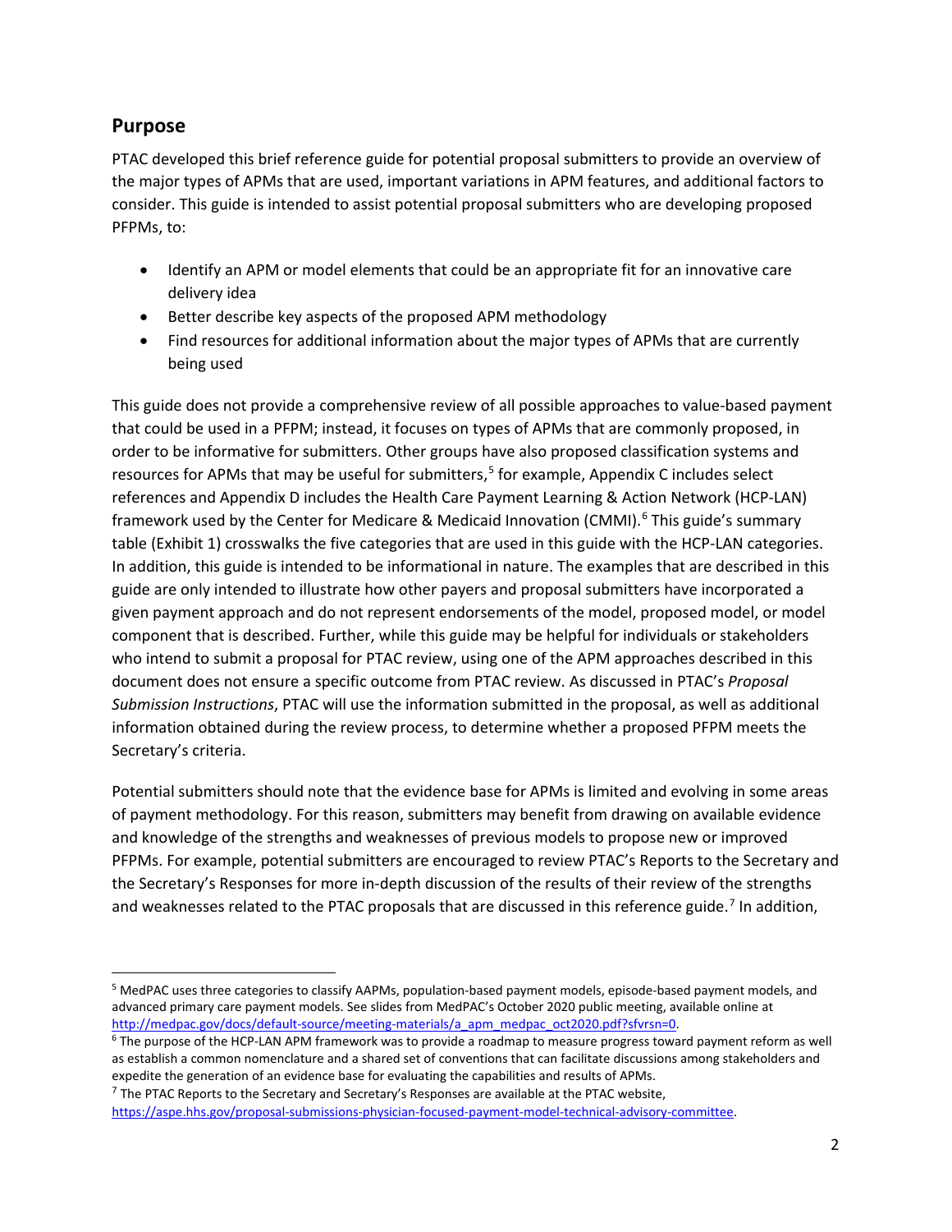## Purpose

PTAC developed this brief reference guide for potential proposal submitters to provide an overview of the major types of APMs that are used, important variations in APM features, and additional factors to consider. This guide is intended to assist potential proposal submitters who are developing proposed PFPMs, to:

- Identify an APM or model elements that could be an appropriate fit for an innovative care delivery idea
- Better describe key aspects of the proposed APM methodology
- Find resources for additional information about the major types of APMs that are currently being used

This guide does not provide a comprehensive review of all possible approaches to value-based payment that could be used in a PFPM; instead, it focuses on types of APMs that are commonly proposed, in order to be informative for submitters. Other groups have also proposed classification systems and resources for APMs that may be useful for submitters,[5] for example, Appendix C includes select references and Appendix D includes the Health Care Payment Learning & Action Network (HCP-LAN) framework used by the Center for Medicare & Medicaid Innovation (CMMI).[6] This guide's summary table (Exhibit 1) crosswalks the five categories that are used in this guide with the HCP-LAN categories. In addition, this guide is intended to be informational in nature. The examples that are described in this guide are only intended to illustrate how other payers and proposal submitters have incorporated a given payment approach and do not represent endorsements of the model, proposed model, or model component that is described. Further, while this guide may be helpful for individuals or stakeholders who intend to submit a proposal for PTAC review, using one of the APM approaches described in this document does not ensure a specific outcome from PTAC review. As discussed in PTAC's *Proposal Submission Instructions*, PTAC will use the information submitted in the proposal, as well as additional information obtained during the review process, to determine whether a proposed PFPM meets the Secretary's criteria.

Potential submitters should note that the evidence base for APMs is limited and evolving in some areas of payment methodology. For this reason, submitters may benefit from drawing on available evidence and knowledge of the strengths and weaknesses of previous models to propose new or improved PFPMs. For example, potential submitters are encouraged to review PTAC's Reports to the Secretary and the Secretary's Responses for more in-depth discussion of the results of their review of the strengths and weaknesses related to the PTAC proposals that are discussed in this reference guide.[7] In addition,

---

[5] MedPAC uses three categories to classify AAPMs, population-based payment models, episode-based payment models, and advanced primary care payment models. See slides from MedPAC's October 2020 public meeting, available online at http://medpac.gov/docs/default-source/meeting-materials/a_apm_medpac_oct2020.pdf?sfvrsn=0.

[6] The purpose of the HCP-LAN APM framework was to provide a roadmap to measure progress toward payment reform as well as establish a common nomenclature and a shared set of conventions that can facilitate discussions among stakeholders and expedite the generation of an evidence base for evaluating the capabilities and results of APMs.

[7] The PTAC Reports to the Secretary and Secretary's Responses are available at the PTAC website, https://aspe.hhs.gov/proposal-submissions-physician-focused-payment-model-technical-advisory-committee.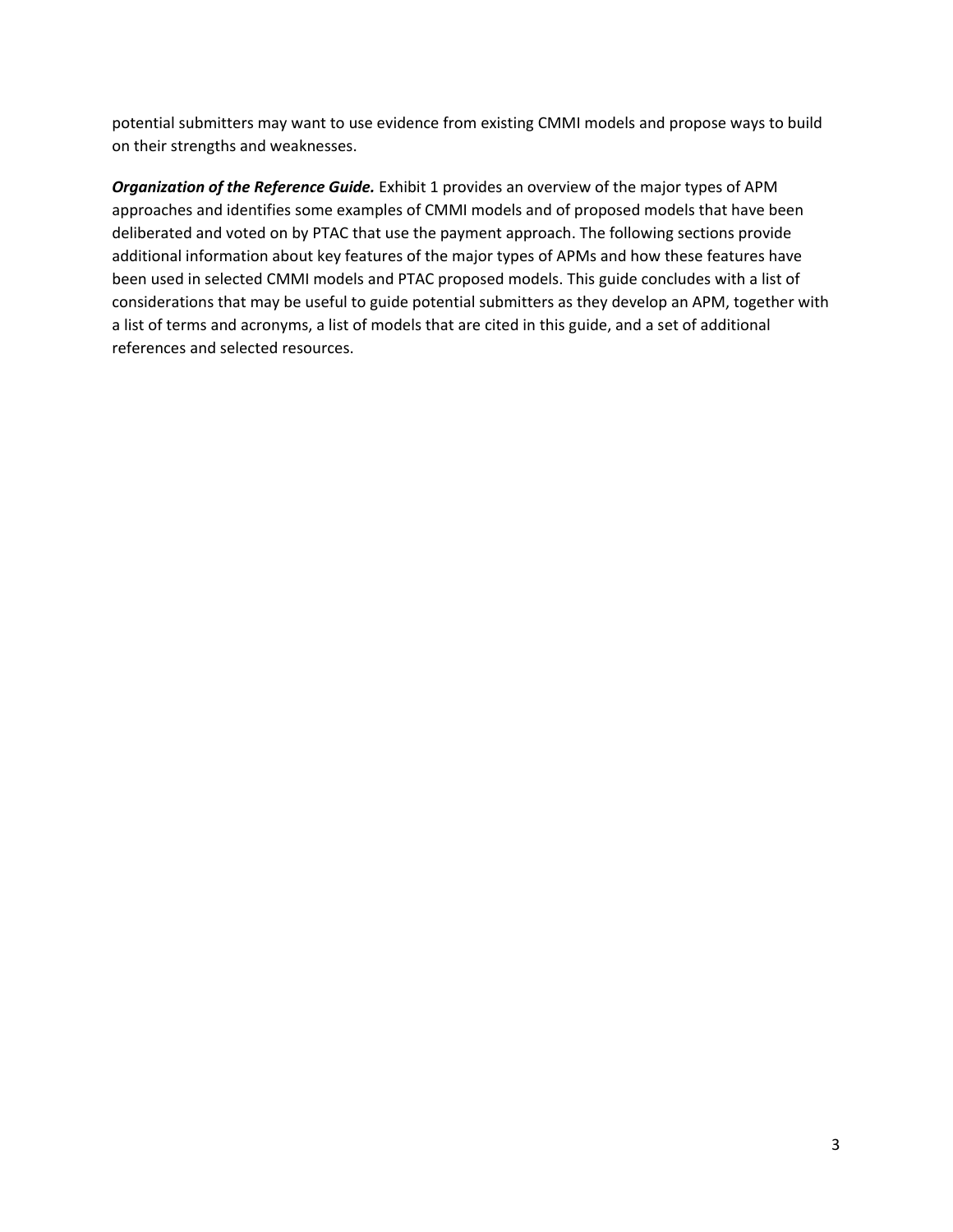potential submitters may want to use evidence from existing CMMI models and propose ways to build on their strengths and weaknesses.

***Organization of the Reference Guide.*** Exhibit 1 provides an overview of the major types of APM approaches and identifies some examples of CMMI models and of proposed models that have been deliberated and voted on by PTAC that use the payment approach. The following sections provide additional information about key features of the major types of APMs and how these features have been used in selected CMMI models and PTAC proposed models. This guide concludes with a list of considerations that may be useful to guide potential submitters as they develop an APM, together with a list of terms and acronyms, a list of models that are cited in this guide, and a set of additional references and selected resources.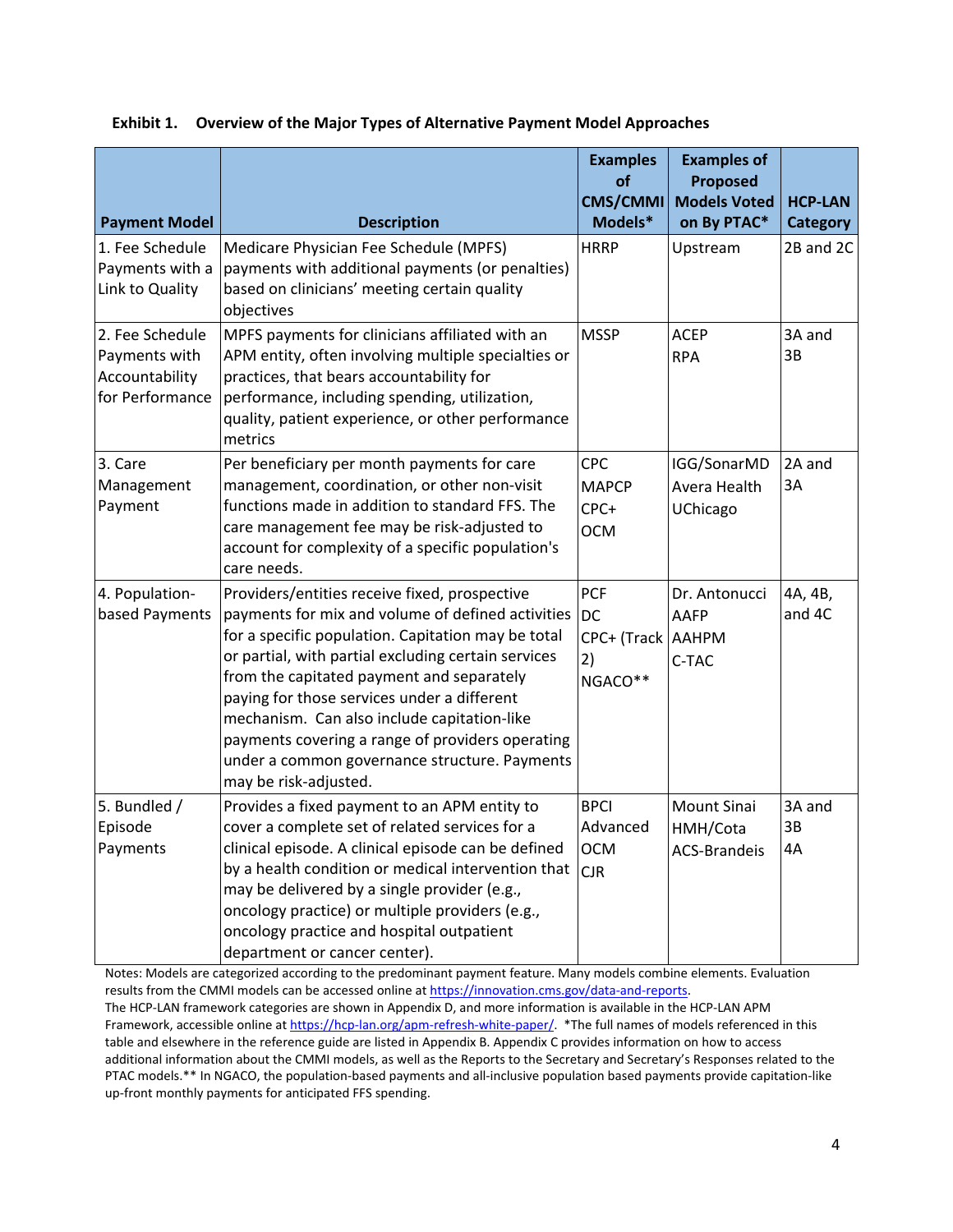**Exhibit 1. Overview of the Major Types of Alternative Payment Model Approaches**

| Payment Model | Description | Examples of CMS/CMMI Models* | Examples of Proposed Models Voted on By PTAC* | HCP-LAN Category |
|---|---|---|---|---|
| 1. Fee Schedule Payments with a Link to Quality | Medicare Physician Fee Schedule (MPFS) payments with additional payments (or penalties) based on clinicians' meeting certain quality objectives | HRRP | Upstream | 2B and 2C |
| 2. Fee Schedule Payments with Accountability for Performance | MPFS payments for clinicians affiliated with an APM entity, often involving multiple specialties or practices, that bears accountability for performance, including spending, utilization, quality, patient experience, or other performance metrics | MSSP | ACEP<br>RPA | 3A and 3B |
| 3. Care Management Payment | Per beneficiary per month payments for care management, coordination, or other non-visit functions made in addition to standard FFS. The care management fee may be risk-adjusted to account for complexity of a specific population's care needs. | CPC<br>MAPCP<br>CPC+<br>OCM | IGG/SonarMD<br>Avera Health<br>UChicago | 2A and 3A |
| 4. Population-based Payments | Providers/entities receive fixed, prospective payments for mix and volume of defined activities for a specific population. Capitation may be total or partial, with partial excluding certain services from the capitated payment and separately paying for those services under a different mechanism. Can also include capitation-like payments covering a range of providers operating under a common governance structure. Payments may be risk-adjusted. | PCF<br>DC<br>CPC+ (Track 2)<br>NGACO** | Dr. Antonucci<br>AAFP<br>AAHPM<br>C-TAC | 4A, 4B, and 4C |
| 5. Bundled / Episode Payments | Provides a fixed payment to an APM entity to cover a complete set of related services for a clinical episode. A clinical episode can be defined by a health condition or medical intervention that may be delivered by a single provider (e.g., oncology practice) or multiple providers (e.g., oncology practice and hospital outpatient department or cancer center). | BPCI Advanced<br>OCM<br>CJR | Mount Sinai<br>HMH/Cota<br>ACS-Brandeis | 3A and 3B<br>4A |

Notes: Models are categorized according to the predominant payment feature. Many models combine elements. Evaluation results from the CMMI models can be accessed online at https://innovation.cms.gov/data-and-reports.
The HCP-LAN framework categories are shown in Appendix D, and more information is available in the HCP-LAN APM Framework, accessible online at https://hcp-lan.org/apm-refresh-white-paper/. *The full names of models referenced in this table and elsewhere in the reference guide are listed in Appendix B. Appendix C provides information on how to access additional information about the CMMI models, as well as the Reports to the Secretary and Secretary's Responses related to the PTAC models.** In NGACO, the population-based payments and all-inclusive population based payments provide capitation-like up-front monthly payments for anticipated FFS spending.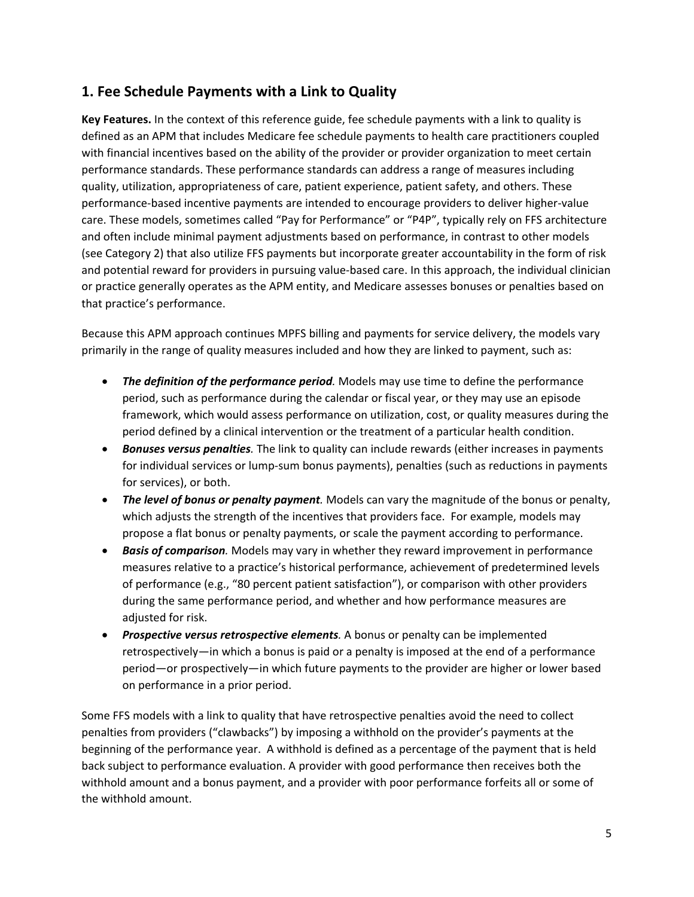## 1. Fee Schedule Payments with a Link to Quality

**Key Features.** In the context of this reference guide, fee schedule payments with a link to quality is defined as an APM that includes Medicare fee schedule payments to health care practitioners coupled with financial incentives based on the ability of the provider or provider organization to meet certain performance standards. These performance standards can address a range of measures including quality, utilization, appropriateness of care, patient experience, patient safety, and others. These performance-based incentive payments are intended to encourage providers to deliver higher-value care. These models, sometimes called "Pay for Performance" or "P4P", typically rely on FFS architecture and often include minimal payment adjustments based on performance, in contrast to other models (see Category 2) that also utilize FFS payments but incorporate greater accountability in the form of risk and potential reward for providers in pursuing value-based care. In this approach, the individual clinician or practice generally operates as the APM entity, and Medicare assesses bonuses or penalties based on that practice's performance.

Because this APM approach continues MPFS billing and payments for service delivery, the models vary primarily in the range of quality measures included and how they are linked to payment, such as:

- ***The definition of the performance period.*** Models may use time to define the performance period, such as performance during the calendar or fiscal year, or they may use an episode framework, which would assess performance on utilization, cost, or quality measures during the period defined by a clinical intervention or the treatment of a particular health condition.
- ***Bonuses versus penalties.*** The link to quality can include rewards (either increases in payments for individual services or lump-sum bonus payments), penalties (such as reductions in payments for services), or both.
- ***The level of bonus or penalty payment.*** Models can vary the magnitude of the bonus or penalty, which adjusts the strength of the incentives that providers face. For example, models may propose a flat bonus or penalty payments, or scale the payment according to performance.
- ***Basis of comparison.*** Models may vary in whether they reward improvement in performance measures relative to a practice's historical performance, achievement of predetermined levels of performance (e.g., "80 percent patient satisfaction"), or comparison with other providers during the same performance period, and whether and how performance measures are adjusted for risk.
- ***Prospective versus retrospective elements.*** A bonus or penalty can be implemented retrospectively—in which a bonus is paid or a penalty is imposed at the end of a performance period—or prospectively—in which future payments to the provider are higher or lower based on performance in a prior period.

Some FFS models with a link to quality that have retrospective penalties avoid the need to collect penalties from providers ("clawbacks") by imposing a withhold on the provider's payments at the beginning of the performance year. A withhold is defined as a percentage of the payment that is held back subject to performance evaluation. A provider with good performance then receives both the withhold amount and a bonus payment, and a provider with poor performance forfeits all or some of the withhold amount.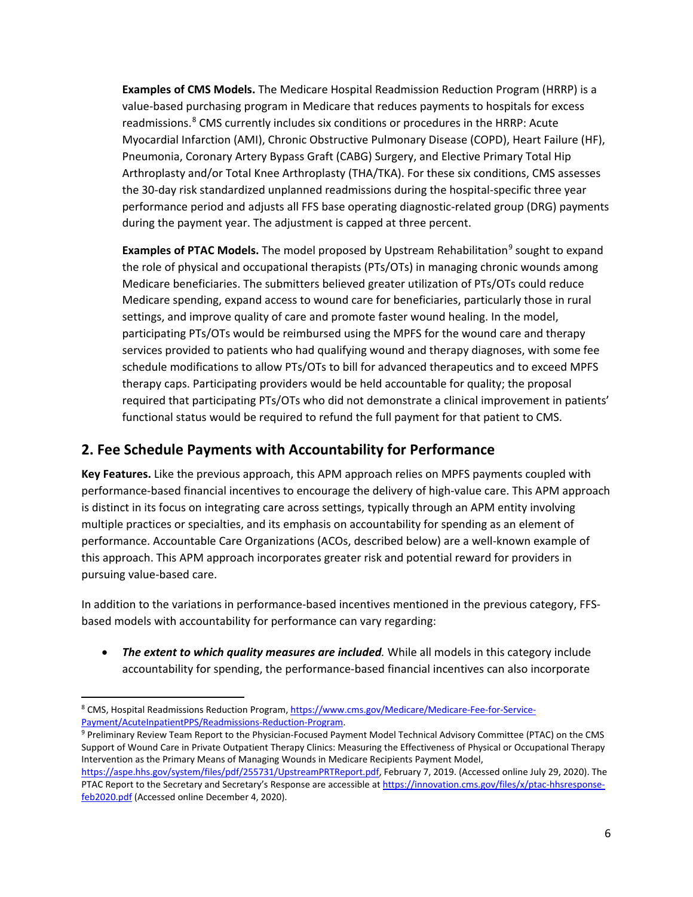**Examples of CMS Models.** The Medicare Hospital Readmission Reduction Program (HRRP) is a value-based purchasing program in Medicare that reduces payments to hospitals for excess readmissions.[8] CMS currently includes six conditions or procedures in the HRRP: Acute Myocardial Infarction (AMI), Chronic Obstructive Pulmonary Disease (COPD), Heart Failure (HF), Pneumonia, Coronary Artery Bypass Graft (CABG) Surgery, and Elective Primary Total Hip Arthroplasty and/or Total Knee Arthroplasty (THA/TKA). For these six conditions, CMS assesses the 30-day risk standardized unplanned readmissions during the hospital-specific three year performance period and adjusts all FFS base operating diagnostic-related group (DRG) payments during the payment year. The adjustment is capped at three percent.

**Examples of PTAC Models.** The model proposed by Upstream Rehabilitation[9] sought to expand the role of physical and occupational therapists (PTs/OTs) in managing chronic wounds among Medicare beneficiaries. The submitters believed greater utilization of PTs/OTs could reduce Medicare spending, expand access to wound care for beneficiaries, particularly those in rural settings, and improve quality of care and promote faster wound healing. In the model, participating PTs/OTs would be reimbursed using the MPFS for the wound care and therapy services provided to patients who had qualifying wound and therapy diagnoses, with some fee schedule modifications to allow PTs/OTs to bill for advanced therapeutics and to exceed MPFS therapy caps. Participating providers would be held accountable for quality; the proposal required that participating PTs/OTs who did not demonstrate a clinical improvement in patients' functional status would be required to refund the full payment for that patient to CMS.

## 2. Fee Schedule Payments with Accountability for Performance

**Key Features.** Like the previous approach, this APM approach relies on MPFS payments coupled with performance-based financial incentives to encourage the delivery of high-value care. This APM approach is distinct in its focus on integrating care across settings, typically through an APM entity involving multiple practices or specialties, and its emphasis on accountability for spending as an element of performance. Accountable Care Organizations (ACOs, described below) are a well-known example of this approach. This APM approach incorporates greater risk and potential reward for providers in pursuing value-based care.

In addition to the variations in performance-based incentives mentioned in the previous category, FFS-based models with accountability for performance can vary regarding:

- ***The extent to which quality measures are included.*** While all models in this category include accountability for spending, the performance-based financial incentives can also incorporate

---

[8] CMS, Hospital Readmissions Reduction Program, https://www.cms.gov/Medicare/Medicare-Fee-for-Service-Payment/AcuteInpatientPPS/Readmissions-Reduction-Program.

[9] Preliminary Review Team Report to the Physician-Focused Payment Model Technical Advisory Committee (PTAC) on the CMS Support of Wound Care in Private Outpatient Therapy Clinics: Measuring the Effectiveness of Physical or Occupational Therapy Intervention as the Primary Means of Managing Wounds in Medicare Recipients Payment Model, https://aspe.hhs.gov/system/files/pdf/255731/UpstreamPRTReport.pdf, February 7, 2019. (Accessed online July 29, 2020). The PTAC Report to the Secretary and Secretary's Response are accessible at https://innovation.cms.gov/files/x/ptac-hhsresponse-feb2020.pdf (Accessed online December 4, 2020).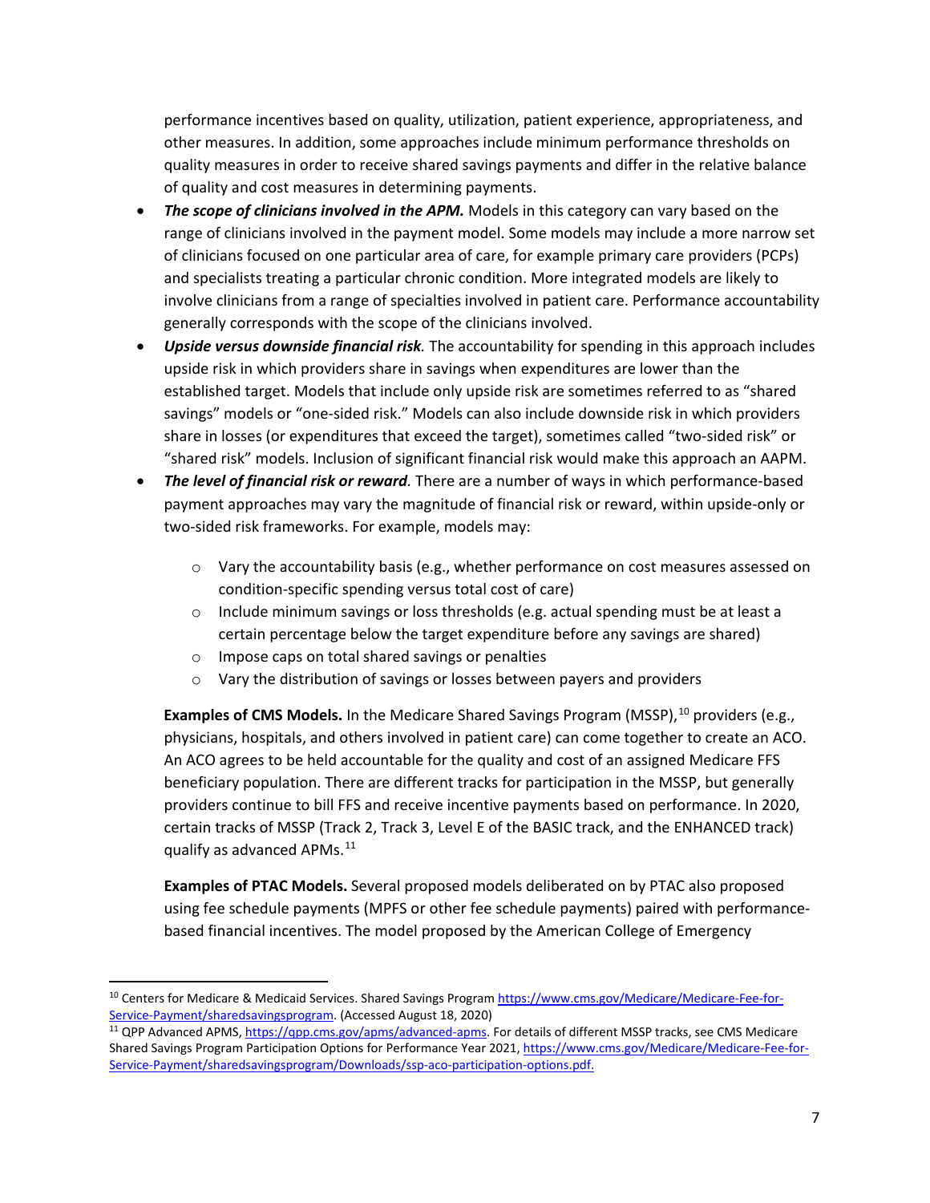performance incentives based on quality, utilization, patient experience, appropriateness, and other measures. In addition, some approaches include minimum performance thresholds on quality measures in order to receive shared savings payments and differ in the relative balance of quality and cost measures in determining payments.

- ***The scope of clinicians involved in the APM.*** Models in this category can vary based on the range of clinicians involved in the payment model. Some models may include a more narrow set of clinicians focused on one particular area of care, for example primary care providers (PCPs) and specialists treating a particular chronic condition. More integrated models are likely to involve clinicians from a range of specialties involved in patient care. Performance accountability generally corresponds with the scope of the clinicians involved.
- ***Upside versus downside financial risk**.* The accountability for spending in this approach includes upside risk in which providers share in savings when expenditures are lower than the established target. Models that include only upside risk are sometimes referred to as "shared savings" models or "one-sided risk." Models can also include downside risk in which providers share in losses (or expenditures that exceed the target), sometimes called "two-sided risk" or "shared risk" models. Inclusion of significant financial risk would make this approach an AAPM.
- ***The level of financial risk or reward**.* There are a number of ways in which performance-based payment approaches may vary the magnitude of financial risk or reward, within upside-only or two-sided risk frameworks. For example, models may:
  - Vary the accountability basis (e.g., whether performance on cost measures assessed on condition-specific spending versus total cost of care)
  - Include minimum savings or loss thresholds (e.g. actual spending must be at least a certain percentage below the target expenditure before any savings are shared)
  - Impose caps on total shared savings or penalties
  - Vary the distribution of savings or losses between payers and providers

**Examples of CMS Models.** In the Medicare Shared Savings Program (MSSP),[10] providers (e.g., physicians, hospitals, and others involved in patient care) can come together to create an ACO. An ACO agrees to be held accountable for the quality and cost of an assigned Medicare FFS beneficiary population. There are different tracks for participation in the MSSP, but generally providers continue to bill FFS and receive incentive payments based on performance. In 2020, certain tracks of MSSP (Track 2, Track 3, Level E of the BASIC track, and the ENHANCED track) qualify as advanced APMs.[11]

**Examples of PTAC Models.** Several proposed models deliberated on by PTAC also proposed using fee schedule payments (MPFS or other fee schedule payments) paired with performance-based financial incentives. The model proposed by the American College of Emergency

---

[10] Centers for Medicare & Medicaid Services. Shared Savings Program https://www.cms.gov/Medicare/Medicare-Fee-for-Service-Payment/sharedsavingsprogram. (Accessed August 18, 2020)

[11] QPP Advanced APMS, https://qpp.cms.gov/apms/advanced-apms. For details of different MSSP tracks, see CMS Medicare Shared Savings Program Participation Options for Performance Year 2021, https://www.cms.gov/Medicare/Medicare-Fee-for-Service-Payment/sharedsavingsprogram/Downloads/ssp-aco-participation-options.pdf.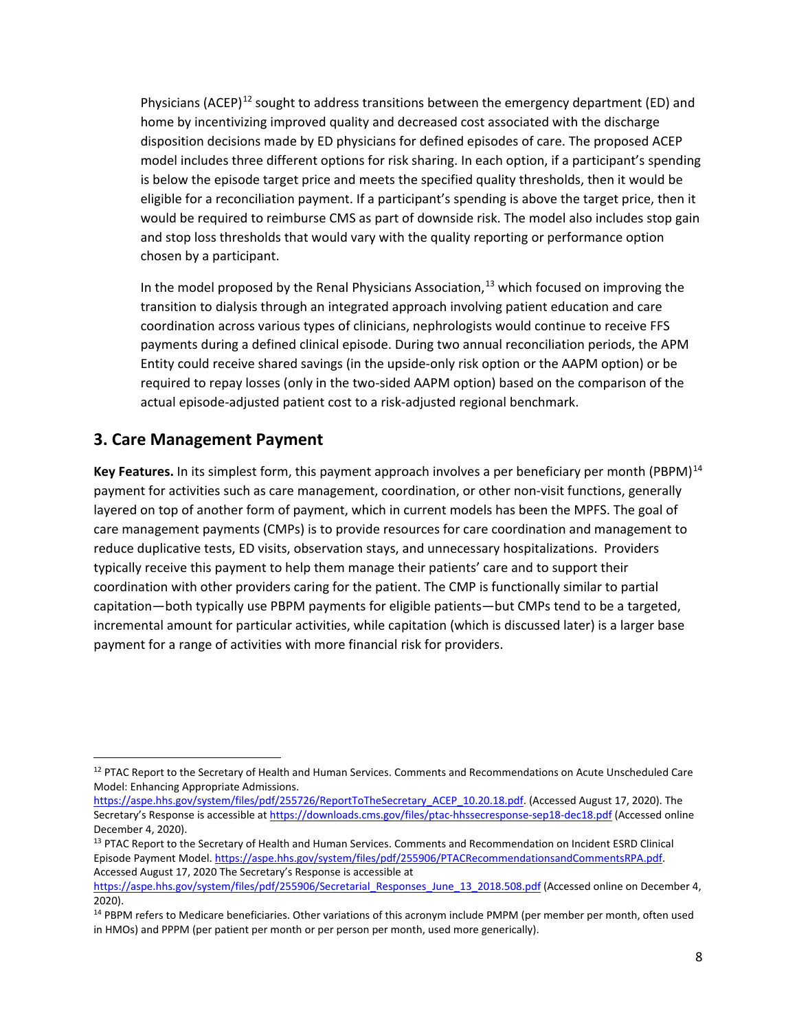Physicians (ACEP)[12] sought to address transitions between the emergency department (ED) and home by incentivizing improved quality and decreased cost associated with the discharge disposition decisions made by ED physicians for defined episodes of care. The proposed ACEP model includes three different options for risk sharing. In each option, if a participant's spending is below the episode target price and meets the specified quality thresholds, then it would be eligible for a reconciliation payment. If a participant's spending is above the target price, then it would be required to reimburse CMS as part of downside risk. The model also includes stop gain and stop loss thresholds that would vary with the quality reporting or performance option chosen by a participant.

In the model proposed by the Renal Physicians Association,[13] which focused on improving the transition to dialysis through an integrated approach involving patient education and care coordination across various types of clinicians, nephrologists would continue to receive FFS payments during a defined clinical episode. During two annual reconciliation periods, the APM Entity could receive shared savings (in the upside-only risk option or the AAPM option) or be required to repay losses (only in the two-sided AAPM option) based on the comparison of the actual episode-adjusted patient cost to a risk-adjusted regional benchmark.

## 3. Care Management Payment

**Key Features.** In its simplest form, this payment approach involves a per beneficiary per month (PBPM)[14] payment for activities such as care management, coordination, or other non-visit functions, generally layered on top of another form of payment, which in current models has been the MPFS. The goal of care management payments (CMPs) is to provide resources for care coordination and management to reduce duplicative tests, ED visits, observation stays, and unnecessary hospitalizations. Providers typically receive this payment to help them manage their patients' care and to support their coordination with other providers caring for the patient. The CMP is functionally similar to partial capitation—both typically use PBPM payments for eligible patients—but CMPs tend to be a targeted, incremental amount for particular activities, while capitation (which is discussed later) is a larger base payment for a range of activities with more financial risk for providers.

---

[12] PTAC Report to the Secretary of Health and Human Services. Comments and Recommendations on Acute Unscheduled Care Model: Enhancing Appropriate Admissions. https://aspe.hhs.gov/system/files/pdf/255726/ReportToTheSecretary_ACEP_10.20.18.pdf. (Accessed August 17, 2020). The Secretary's Response is accessible at https://downloads.cms.gov/files/ptac-hhssecresponse-sep18-dec18.pdf (Accessed online December 4, 2020).

[13] PTAC Report to the Secretary of Health and Human Services. Comments and Recommendation on Incident ESRD Clinical Episode Payment Model. https://aspe.hhs.gov/system/files/pdf/255906/PTACRecommendationsandCommentsRPA.pdf. Accessed August 17, 2020 The Secretary's Response is accessible at https://aspe.hhs.gov/system/files/pdf/255906/Secretarial_Responses_June_13_2018.508.pdf (Accessed online on December 4, 2020).

[14] PBPM refers to Medicare beneficiaries. Other variations of this acronym include PMPM (per member per month, often used in HMOs) and PPPM (per patient per month or per person per month, used more generically).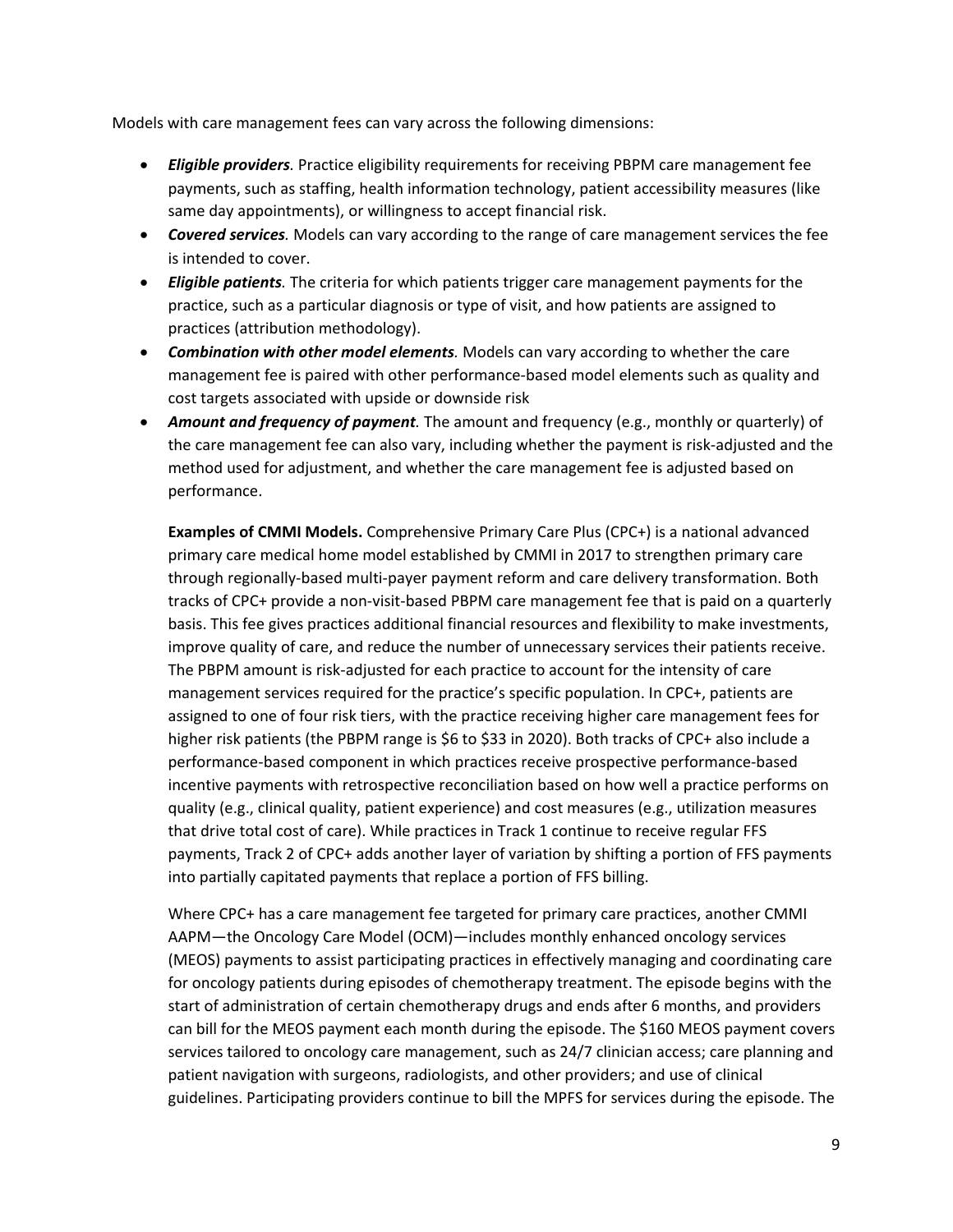Models with care management fees can vary across the following dimensions:

- ***Eligible providers.*** Practice eligibility requirements for receiving PBPM care management fee payments, such as staffing, health information technology, patient accessibility measures (like same day appointments), or willingness to accept financial risk.
- ***Covered services.*** Models can vary according to the range of care management services the fee is intended to cover.
- ***Eligible patients.*** The criteria for which patients trigger care management payments for the practice, such as a particular diagnosis or type of visit, and how patients are assigned to practices (attribution methodology).
- ***Combination with other model elements.*** Models can vary according to whether the care management fee is paired with other performance-based model elements such as quality and cost targets associated with upside or downside risk
- ***Amount and frequency of payment.*** The amount and frequency (e.g., monthly or quarterly) of the care management fee can also vary, including whether the payment is risk-adjusted and the method used for adjustment, and whether the care management fee is adjusted based on performance.

  **Examples of CMMI Models.** Comprehensive Primary Care Plus (CPC+) is a national advanced primary care medical home model established by CMMI in 2017 to strengthen primary care through regionally-based multi-payer payment reform and care delivery transformation. Both tracks of CPC+ provide a non-visit-based PBPM care management fee that is paid on a quarterly basis. This fee gives practices additional financial resources and flexibility to make investments, improve quality of care, and reduce the number of unnecessary services their patients receive. The PBPM amount is risk-adjusted for each practice to account for the intensity of care management services required for the practice's specific population. In CPC+, patients are assigned to one of four risk tiers, with the practice receiving higher care management fees for higher risk patients (the PBPM range is $6 to $33 in 2020). Both tracks of CPC+ also include a performance-based component in which practices receive prospective performance-based incentive payments with retrospective reconciliation based on how well a practice performs on quality (e.g., clinical quality, patient experience) and cost measures (e.g., utilization measures that drive total cost of care). While practices in Track 1 continue to receive regular FFS payments, Track 2 of CPC+ adds another layer of variation by shifting a portion of FFS payments into partially capitated payments that replace a portion of FFS billing.

  Where CPC+ has a care management fee targeted for primary care practices, another CMMI AAPM—the Oncology Care Model (OCM)—includes monthly enhanced oncology services (MEOS) payments to assist participating practices in effectively managing and coordinating care for oncology patients during episodes of chemotherapy treatment. The episode begins with the start of administration of certain chemotherapy drugs and ends after 6 months, and providers can bill for the MEOS payment each month during the episode. The $160 MEOS payment covers services tailored to oncology care management, such as 24/7 clinician access; care planning and patient navigation with surgeons, radiologists, and other providers; and use of clinical guidelines. Participating providers continue to bill the MPFS for services during the episode. The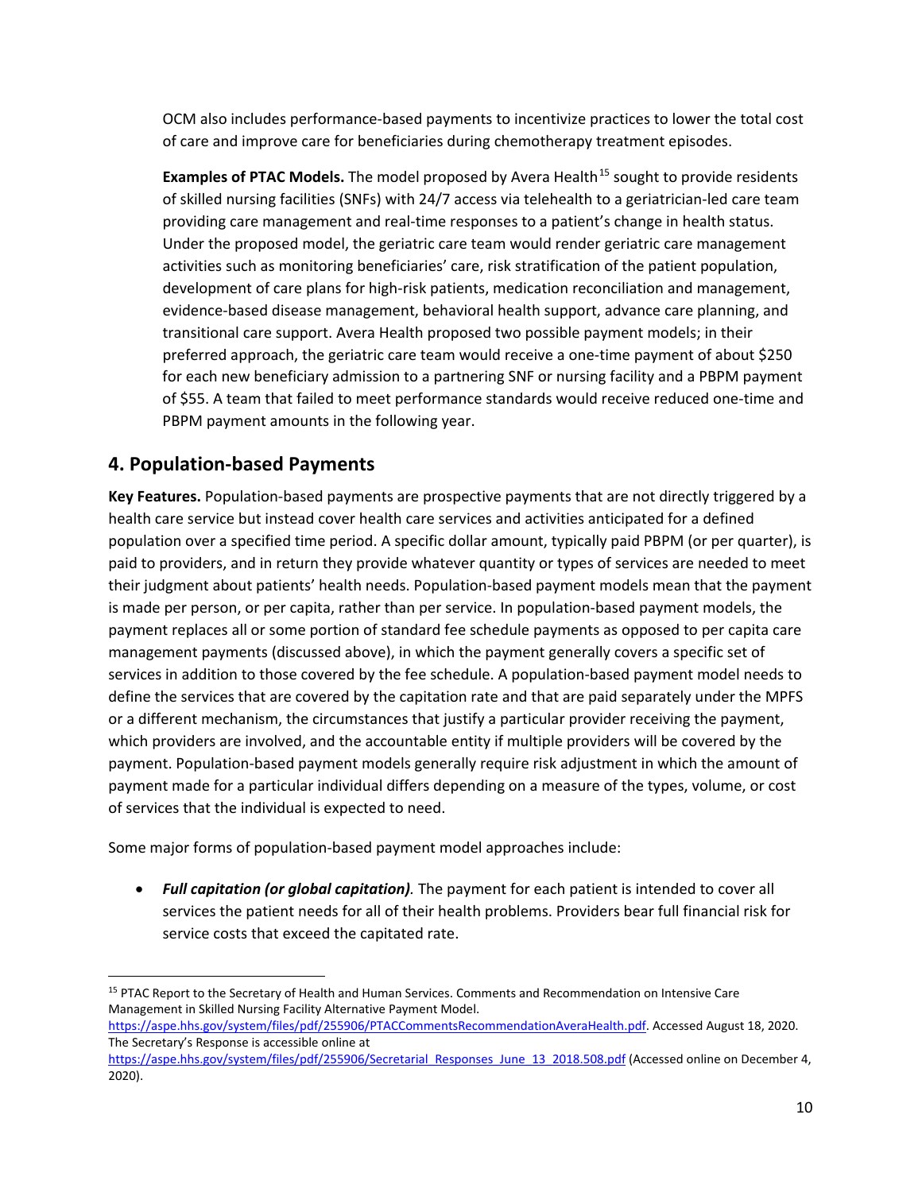OCM also includes performance-based payments to incentivize practices to lower the total cost of care and improve care for beneficiaries during chemotherapy treatment episodes.

**Examples of PTAC Models.** The model proposed by Avera Health[15] sought to provide residents of skilled nursing facilities (SNFs) with 24/7 access via telehealth to a geriatrician-led care team providing care management and real-time responses to a patient's change in health status. Under the proposed model, the geriatric care team would render geriatric care management activities such as monitoring beneficiaries' care, risk stratification of the patient population, development of care plans for high-risk patients, medication reconciliation and management, evidence-based disease management, behavioral health support, advance care planning, and transitional care support. Avera Health proposed two possible payment models; in their preferred approach, the geriatric care team would receive a one-time payment of about $250 for each new beneficiary admission to a partnering SNF or nursing facility and a PBPM payment of $55. A team that failed to meet performance standards would receive reduced one-time and PBPM payment amounts in the following year.

## 4. Population-based Payments

**Key Features.** Population-based payments are prospective payments that are not directly triggered by a health care service but instead cover health care services and activities anticipated for a defined population over a specified time period. A specific dollar amount, typically paid PBPM (or per quarter), is paid to providers, and in return they provide whatever quantity or types of services are needed to meet their judgment about patients' health needs. Population-based payment models mean that the payment is made per person, or per capita, rather than per service. In population-based payment models, the payment replaces all or some portion of standard fee schedule payments as opposed to per capita care management payments (discussed above), in which the payment generally covers a specific set of services in addition to those covered by the fee schedule. A population-based payment model needs to define the services that are covered by the capitation rate and that are paid separately under the MPFS or a different mechanism, the circumstances that justify a particular provider receiving the payment, which providers are involved, and the accountable entity if multiple providers will be covered by the payment. Population-based payment models generally require risk adjustment in which the amount of payment made for a particular individual differs depending on a measure of the types, volume, or cost of services that the individual is expected to need.

Some major forms of population-based payment model approaches include:

- ***Full capitation (or global capitation).*** The payment for each patient is intended to cover all services the patient needs for all of their health problems. Providers bear full financial risk for service costs that exceed the capitated rate.

---

[15] PTAC Report to the Secretary of Health and Human Services. Comments and Recommendation on Intensive Care Management in Skilled Nursing Facility Alternative Payment Model. https://aspe.hhs.gov/system/files/pdf/255906/PTACCommentsRecommendationAveraHealth.pdf. Accessed August 18, 2020. The Secretary's Response is accessible online at https://aspe.hhs.gov/system/files/pdf/255906/Secretarial_Responses_June_13_2018.508.pdf (Accessed online on December 4, 2020).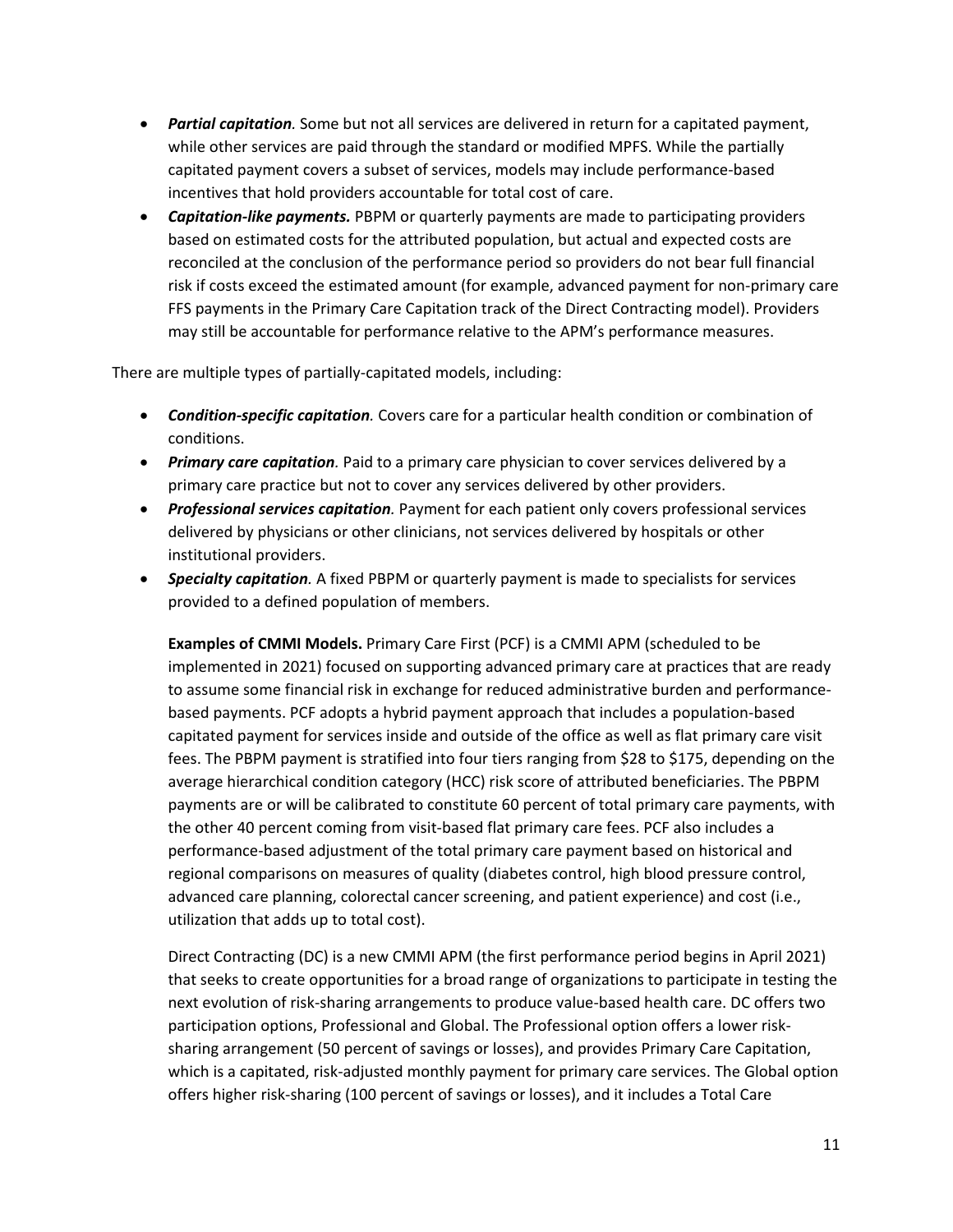- ***Partial capitation****.* Some but not all services are delivered in return for a capitated payment, while other services are paid through the standard or modified MPFS. While the partially capitated payment covers a subset of services, models may include performance-based incentives that hold providers accountable for total cost of care.
- ***Capitation-like payments.*** PBPM or quarterly payments are made to participating providers based on estimated costs for the attributed population, but actual and expected costs are reconciled at the conclusion of the performance period so providers do not bear full financial risk if costs exceed the estimated amount (for example, advanced payment for non-primary care FFS payments in the Primary Care Capitation track of the Direct Contracting model). Providers may still be accountable for performance relative to the APM's performance measures.

There are multiple types of partially-capitated models, including:

- ***Condition-specific capitation****.* Covers care for a particular health condition or combination of conditions.
- ***Primary care capitation****.* Paid to a primary care physician to cover services delivered by a primary care practice but not to cover any services delivered by other providers.
- ***Professional services capitation****.* Payment for each patient only covers professional services delivered by physicians or other clinicians, not services delivered by hospitals or other institutional providers.
- ***Specialty capitation****.* A fixed PBPM or quarterly payment is made to specialists for services provided to a defined population of members.

**Examples of CMMI Models.** Primary Care First (PCF) is a CMMI APM (scheduled to be implemented in 2021) focused on supporting advanced primary care at practices that are ready to assume some financial risk in exchange for reduced administrative burden and performance-based payments. PCF adopts a hybrid payment approach that includes a population-based capitated payment for services inside and outside of the office as well as flat primary care visit fees. The PBPM payment is stratified into four tiers ranging from $28 to $175, depending on the average hierarchical condition category (HCC) risk score of attributed beneficiaries. The PBPM payments are or will be calibrated to constitute 60 percent of total primary care payments, with the other 40 percent coming from visit-based flat primary care fees. PCF also includes a performance-based adjustment of the total primary care payment based on historical and regional comparisons on measures of quality (diabetes control, high blood pressure control, advanced care planning, colorectal cancer screening, and patient experience) and cost (i.e., utilization that adds up to total cost).

Direct Contracting (DC) is a new CMMI APM (the first performance period begins in April 2021) that seeks to create opportunities for a broad range of organizations to participate in testing the next evolution of risk-sharing arrangements to produce value-based health care. DC offers two participation options, Professional and Global. The Professional option offers a lower risk-sharing arrangement (50 percent of savings or losses), and provides Primary Care Capitation, which is a capitated, risk-adjusted monthly payment for primary care services. The Global option offers higher risk-sharing (100 percent of savings or losses), and it includes a Total Care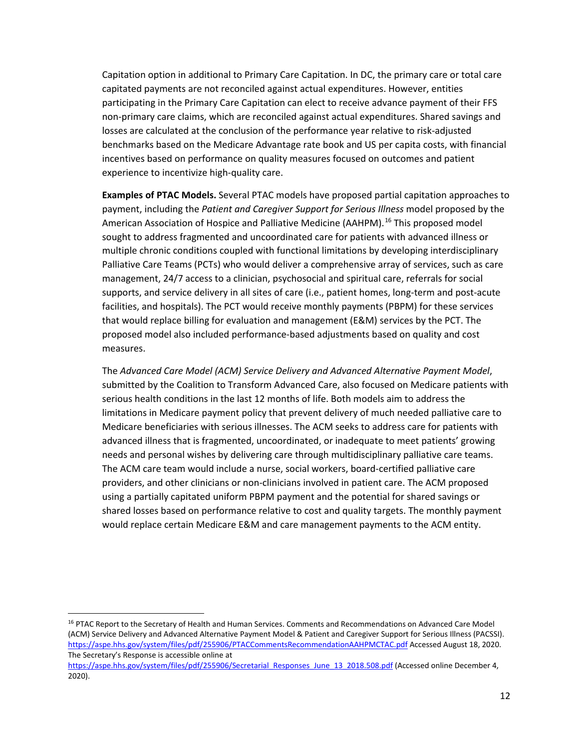Capitation option in additional to Primary Care Capitation. In DC, the primary care or total care capitated payments are not reconciled against actual expenditures. However, entities participating in the Primary Care Capitation can elect to receive advance payment of their FFS non-primary care claims, which are reconciled against actual expenditures. Shared savings and losses are calculated at the conclusion of the performance year relative to risk-adjusted benchmarks based on the Medicare Advantage rate book and US per capita costs, with financial incentives based on performance on quality measures focused on outcomes and patient experience to incentivize high-quality care.

**Examples of PTAC Models.** Several PTAC models have proposed partial capitation approaches to payment, including the *Patient and Caregiver Support for Serious Illness* model proposed by the American Association of Hospice and Palliative Medicine (AAHPM).[16] This proposed model sought to address fragmented and uncoordinated care for patients with advanced illness or multiple chronic conditions coupled with functional limitations by developing interdisciplinary Palliative Care Teams (PCTs) who would deliver a comprehensive array of services, such as care management, 24/7 access to a clinician, psychosocial and spiritual care, referrals for social supports, and service delivery in all sites of care (i.e., patient homes, long-term and post-acute facilities, and hospitals). The PCT would receive monthly payments (PBPM) for these services that would replace billing for evaluation and management (E&M) services by the PCT. The proposed model also included performance-based adjustments based on quality and cost measures.

The *Advanced Care Model (ACM) Service Delivery and Advanced Alternative Payment Model*, submitted by the Coalition to Transform Advanced Care, also focused on Medicare patients with serious health conditions in the last 12 months of life. Both models aim to address the limitations in Medicare payment policy that prevent delivery of much needed palliative care to Medicare beneficiaries with serious illnesses. The ACM seeks to address care for patients with advanced illness that is fragmented, uncoordinated, or inadequate to meet patients' growing needs and personal wishes by delivering care through multidisciplinary palliative care teams. The ACM care team would include a nurse, social workers, board-certified palliative care providers, and other clinicians or non-clinicians involved in patient care. The ACM proposed using a partially capitated uniform PBPM payment and the potential for shared savings or shared losses based on performance relative to cost and quality targets. The monthly payment would replace certain Medicare E&M and care management payments to the ACM entity.

---

[16] PTAC Report to the Secretary of Health and Human Services. Comments and Recommendations on Advanced Care Model (ACM) Service Delivery and Advanced Alternative Payment Model & Patient and Caregiver Support for Serious Illness (PACSSI). https://aspe.hhs.gov/system/files/pdf/255906/PTACCommentsRecommendationAAHPMCTAC.pdf Accessed August 18, 2020. The Secretary's Response is accessible online at https://aspe.hhs.gov/system/files/pdf/255906/Secretarial_Responses_June_13_2018.508.pdf (Accessed online December 4, 2020).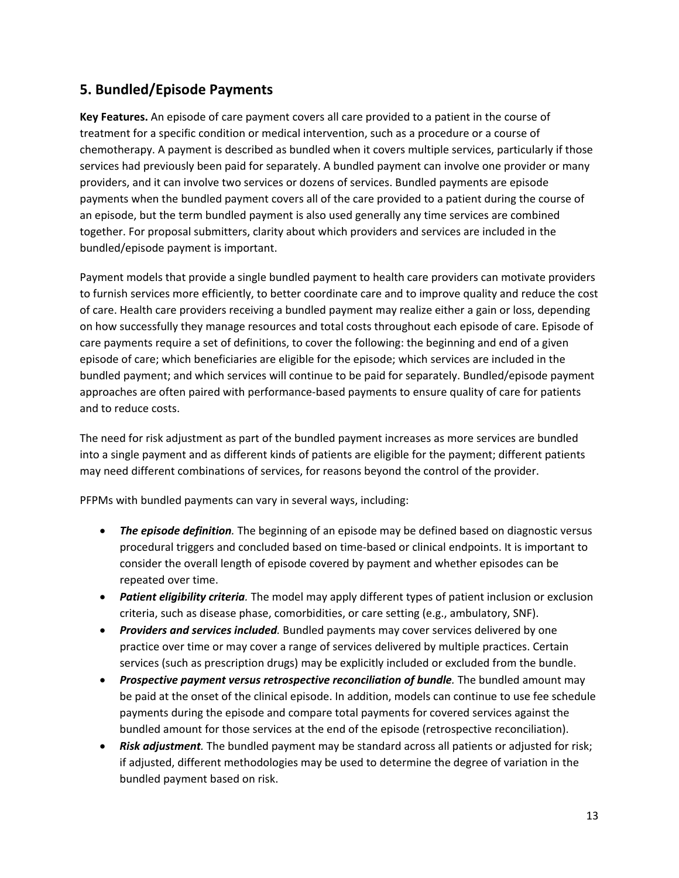## 5. Bundled/Episode Payments

**Key Features.** An episode of care payment covers all care provided to a patient in the course of treatment for a specific condition or medical intervention, such as a procedure or a course of chemotherapy. A payment is described as bundled when it covers multiple services, particularly if those services had previously been paid for separately. A bundled payment can involve one provider or many providers, and it can involve two services or dozens of services. Bundled payments are episode payments when the bundled payment covers all of the care provided to a patient during the course of an episode, but the term bundled payment is also used generally any time services are combined together. For proposal submitters, clarity about which providers and services are included in the bundled/episode payment is important.

Payment models that provide a single bundled payment to health care providers can motivate providers to furnish services more efficiently, to better coordinate care and to improve quality and reduce the cost of care. Health care providers receiving a bundled payment may realize either a gain or loss, depending on how successfully they manage resources and total costs throughout each episode of care. Episode of care payments require a set of definitions, to cover the following: the beginning and end of a given episode of care; which beneficiaries are eligible for the episode; which services are included in the bundled payment; and which services will continue to be paid for separately. Bundled/episode payment approaches are often paired with performance-based payments to ensure quality of care for patients and to reduce costs.

The need for risk adjustment as part of the bundled payment increases as more services are bundled into a single payment and as different kinds of patients are eligible for the payment; different patients may need different combinations of services, for reasons beyond the control of the provider.

PFPMs with bundled payments can vary in several ways, including:

- ***The episode definition.*** The beginning of an episode may be defined based on diagnostic versus procedural triggers and concluded based on time-based or clinical endpoints. It is important to consider the overall length of episode covered by payment and whether episodes can be repeated over time.
- ***Patient eligibility criteria.*** The model may apply different types of patient inclusion or exclusion criteria, such as disease phase, comorbidities, or care setting (e.g., ambulatory, SNF).
- ***Providers and services included.*** Bundled payments may cover services delivered by one practice over time or may cover a range of services delivered by multiple practices. Certain services (such as prescription drugs) may be explicitly included or excluded from the bundle.
- ***Prospective payment versus retrospective reconciliation of bundle.*** The bundled amount may be paid at the onset of the clinical episode. In addition, models can continue to use fee schedule payments during the episode and compare total payments for covered services against the bundled amount for those services at the end of the episode (retrospective reconciliation).
- ***Risk adjustment.*** The bundled payment may be standard across all patients or adjusted for risk; if adjusted, different methodologies may be used to determine the degree of variation in the bundled payment based on risk.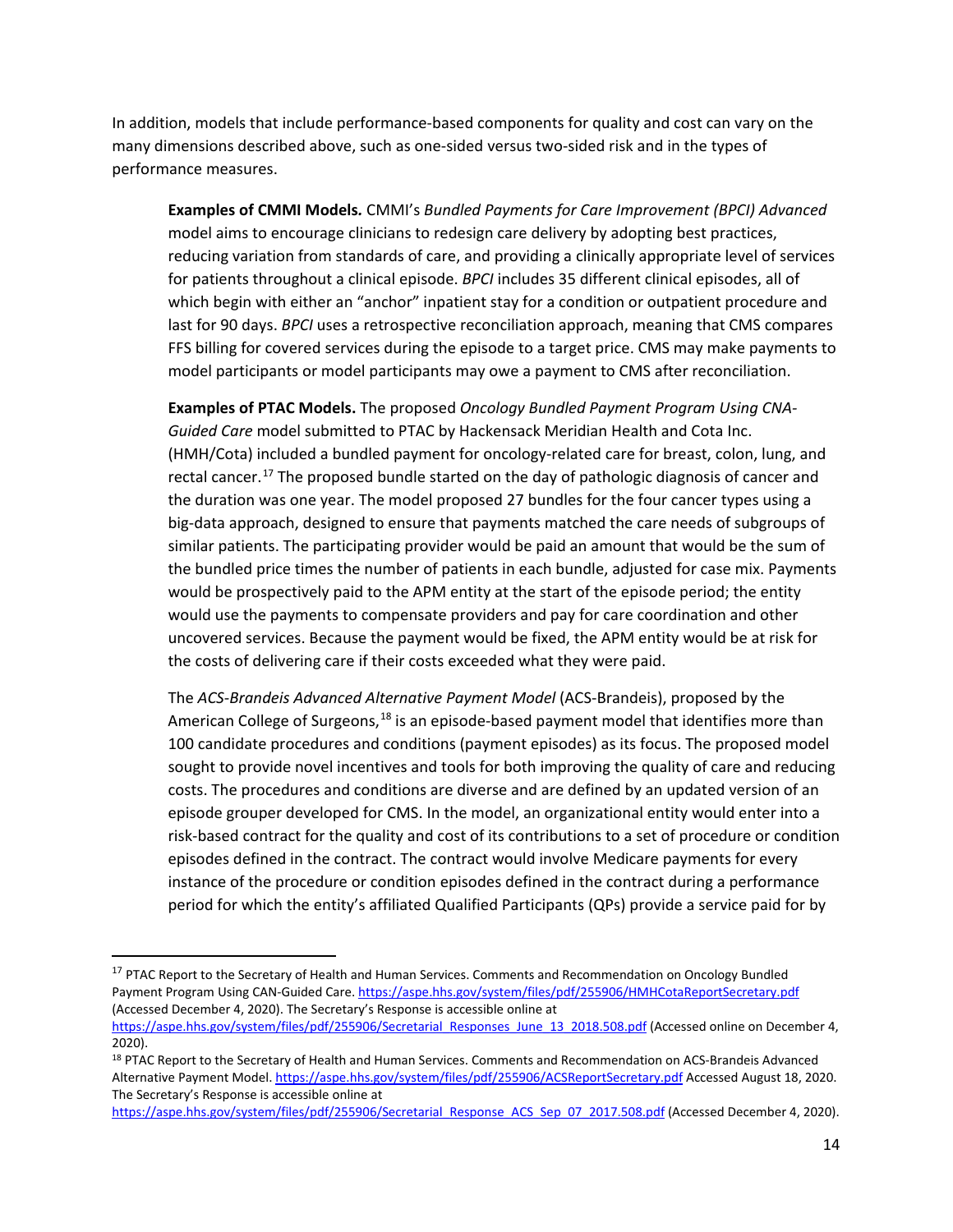In addition, models that include performance-based components for quality and cost can vary on the many dimensions described above, such as one-sided versus two-sided risk and in the types of performance measures.

> **Examples of CMMI Models.** CMMI's *Bundled Payments for Care Improvement (BPCI) Advanced* model aims to encourage clinicians to redesign care delivery by adopting best practices, reducing variation from standards of care, and providing a clinically appropriate level of services for patients throughout a clinical episode. *BPCI* includes 35 different clinical episodes, all of which begin with either an "anchor" inpatient stay for a condition or outpatient procedure and last for 90 days. *BPCI* uses a retrospective reconciliation approach, meaning that CMS compares FFS billing for covered services during the episode to a target price. CMS may make payments to model participants or model participants may owe a payment to CMS after reconciliation.
>
> **Examples of PTAC Models.** The proposed *Oncology Bundled Payment Program Using CNA-Guided Care* model submitted to PTAC by Hackensack Meridian Health and Cota Inc. (HMH/Cota) included a bundled payment for oncology-related care for breast, colon, lung, and rectal cancer.[17] The proposed bundle started on the day of pathologic diagnosis of cancer and the duration was one year. The model proposed 27 bundles for the four cancer types using a big-data approach, designed to ensure that payments matched the care needs of subgroups of similar patients. The participating provider would be paid an amount that would be the sum of the bundled price times the number of patients in each bundle, adjusted for case mix. Payments would be prospectively paid to the APM entity at the start of the episode period; the entity would use the payments to compensate providers and pay for care coordination and other uncovered services. Because the payment would be fixed, the APM entity would be at risk for the costs of delivering care if their costs exceeded what they were paid.
>
> The *ACS-Brandeis Advanced Alternative Payment Model* (ACS-Brandeis), proposed by the American College of Surgeons,[18] is an episode-based payment model that identifies more than 100 candidate procedures and conditions (payment episodes) as its focus. The proposed model sought to provide novel incentives and tools for both improving the quality of care and reducing costs. The procedures and conditions are diverse and are defined by an updated version of an episode grouper developed for CMS. In the model, an organizational entity would enter into a risk-based contract for the quality and cost of its contributions to a set of procedure or condition episodes defined in the contract. The contract would involve Medicare payments for every instance of the procedure or condition episodes defined in the contract during a performance period for which the entity's affiliated Qualified Participants (QPs) provide a service paid for by

---

[17] PTAC Report to the Secretary of Health and Human Services. Comments and Recommendation on Oncology Bundled Payment Program Using CAN-Guided Care. https://aspe.hhs.gov/system/files/pdf/255906/HMHCotaReportSecretary.pdf (Accessed December 4, 2020). The Secretary's Response is accessible online at https://aspe.hhs.gov/system/files/pdf/255906/Secretarial_Responses_June_13_2018.508.pdf (Accessed online on December 4, 2020).

[18] PTAC Report to the Secretary of Health and Human Services. Comments and Recommendation on ACS-Brandeis Advanced Alternative Payment Model. https://aspe.hhs.gov/system/files/pdf/255906/ACSReportSecretary.pdf Accessed August 18, 2020. The Secretary's Response is accessible online at https://aspe.hhs.gov/system/files/pdf/255906/Secretarial_Response_ACS_Sep_07_2017.508.pdf (Accessed December 4, 2020).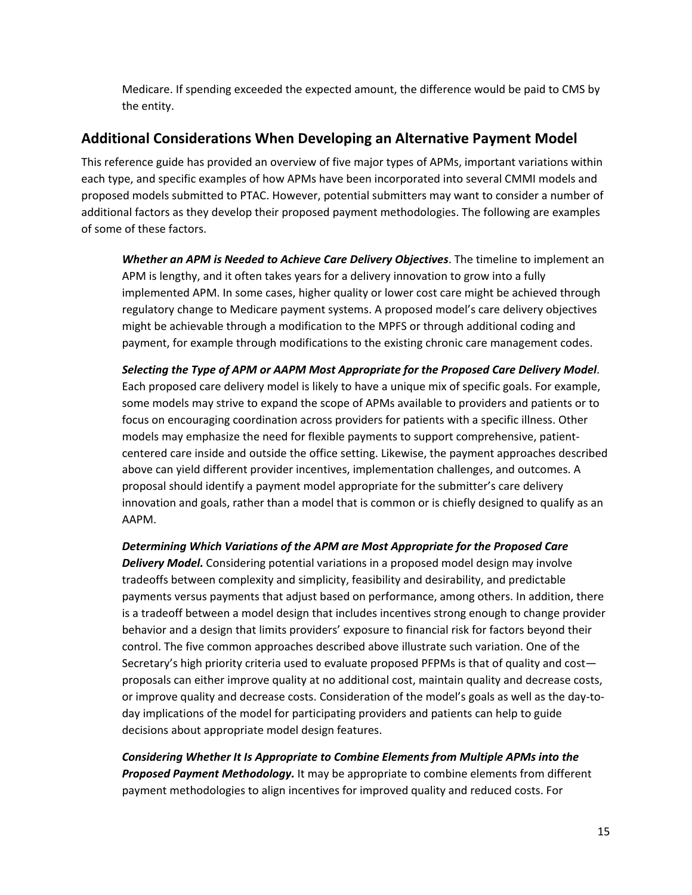Medicare. If spending exceeded the expected amount, the difference would be paid to CMS by the entity.

## Additional Considerations When Developing an Alternative Payment Model

This reference guide has provided an overview of five major types of APMs, important variations within each type, and specific examples of how APMs have been incorporated into several CMMI models and proposed models submitted to PTAC. However, potential submitters may want to consider a number of additional factors as they develop their proposed payment methodologies. The following are examples of some of these factors.

***Whether an APM is Needed to Achieve Care Delivery Objectives***. The timeline to implement an APM is lengthy, and it often takes years for a delivery innovation to grow into a fully implemented APM. In some cases, higher quality or lower cost care might be achieved through regulatory change to Medicare payment systems. A proposed model's care delivery objectives might be achievable through a modification to the MPFS or through additional coding and payment, for example through modifications to the existing chronic care management codes.

***Selecting the Type of APM or AAPM Most Appropriate for the Proposed Care Delivery Model***. Each proposed care delivery model is likely to have a unique mix of specific goals. For example, some models may strive to expand the scope of APMs available to providers and patients or to focus on encouraging coordination across providers for patients with a specific illness. Other models may emphasize the need for flexible payments to support comprehensive, patient-centered care inside and outside the office setting. Likewise, the payment approaches described above can yield different provider incentives, implementation challenges, and outcomes. A proposal should identify a payment model appropriate for the submitter's care delivery innovation and goals, rather than a model that is common or is chiefly designed to qualify as an AAPM.

***Determining Which Variations of the APM are Most Appropriate for the Proposed Care Delivery Model.*** Considering potential variations in a proposed model design may involve tradeoffs between complexity and simplicity, feasibility and desirability, and predictable payments versus payments that adjust based on performance, among others. In addition, there is a tradeoff between a model design that includes incentives strong enough to change provider behavior and a design that limits providers' exposure to financial risk for factors beyond their control. The five common approaches described above illustrate such variation. One of the Secretary's high priority criteria used to evaluate proposed PFPMs is that of quality and cost—proposals can either improve quality at no additional cost, maintain quality and decrease costs, or improve quality and decrease costs. Consideration of the model's goals as well as the day-to-day implications of the model for participating providers and patients can help to guide decisions about appropriate model design features.

***Considering Whether It Is Appropriate to Combine Elements from Multiple APMs into the Proposed Payment Methodology.*** It may be appropriate to combine elements from different payment methodologies to align incentives for improved quality and reduced costs. For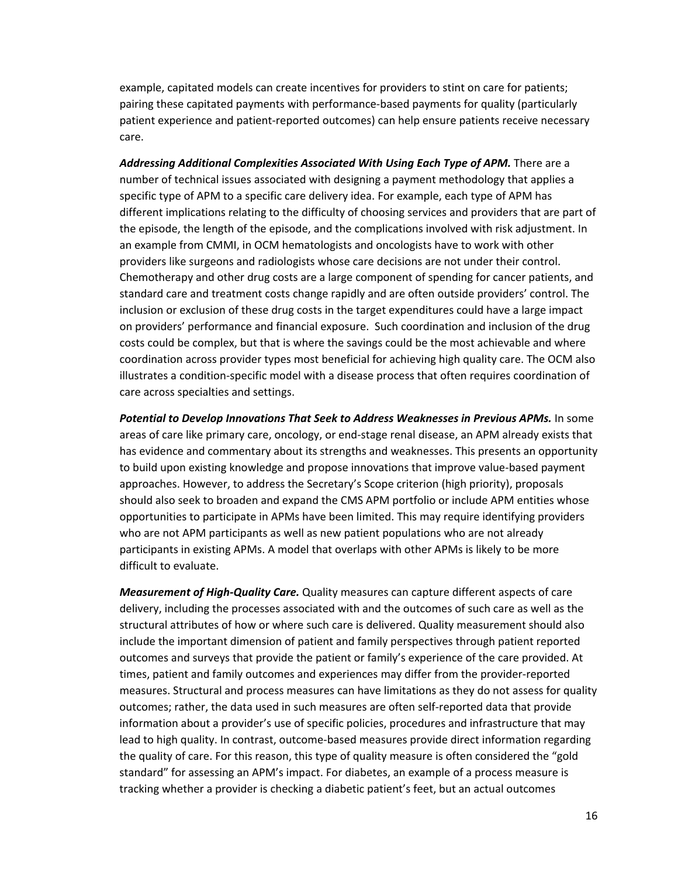example, capitated models can create incentives for providers to stint on care for patients; pairing these capitated payments with performance-based payments for quality (particularly patient experience and patient-reported outcomes) can help ensure patients receive necessary care.

***Addressing Additional Complexities Associated With Using Each Type of APM.*** There are a number of technical issues associated with designing a payment methodology that applies a specific type of APM to a specific care delivery idea. For example, each type of APM has different implications relating to the difficulty of choosing services and providers that are part of the episode, the length of the episode, and the complications involved with risk adjustment. In an example from CMMI, in OCM hematologists and oncologists have to work with other providers like surgeons and radiologists whose care decisions are not under their control. Chemotherapy and other drug costs are a large component of spending for cancer patients, and standard care and treatment costs change rapidly and are often outside providers' control. The inclusion or exclusion of these drug costs in the target expenditures could have a large impact on providers' performance and financial exposure. Such coordination and inclusion of the drug costs could be complex, but that is where the savings could be the most achievable and where coordination across provider types most beneficial for achieving high quality care. The OCM also illustrates a condition-specific model with a disease process that often requires coordination of care across specialties and settings.

***Potential to Develop Innovations That Seek to Address Weaknesses in Previous APMs.*** In some areas of care like primary care, oncology, or end-stage renal disease, an APM already exists that has evidence and commentary about its strengths and weaknesses. This presents an opportunity to build upon existing knowledge and propose innovations that improve value-based payment approaches. However, to address the Secretary's Scope criterion (high priority), proposals should also seek to broaden and expand the CMS APM portfolio or include APM entities whose opportunities to participate in APMs have been limited. This may require identifying providers who are not APM participants as well as new patient populations who are not already participants in existing APMs. A model that overlaps with other APMs is likely to be more difficult to evaluate.

***Measurement of High-Quality Care.*** Quality measures can capture different aspects of care delivery, including the processes associated with and the outcomes of such care as well as the structural attributes of how or where such care is delivered. Quality measurement should also include the important dimension of patient and family perspectives through patient reported outcomes and surveys that provide the patient or family's experience of the care provided. At times, patient and family outcomes and experiences may differ from the provider-reported measures. Structural and process measures can have limitations as they do not assess for quality outcomes; rather, the data used in such measures are often self-reported data that provide information about a provider's use of specific policies, procedures and infrastructure that may lead to high quality. In contrast, outcome-based measures provide direct information regarding the quality of care. For this reason, this type of quality measure is often considered the "gold standard" for assessing an APM's impact. For diabetes, an example of a process measure is tracking whether a provider is checking a diabetic patient's feet, but an actual outcomes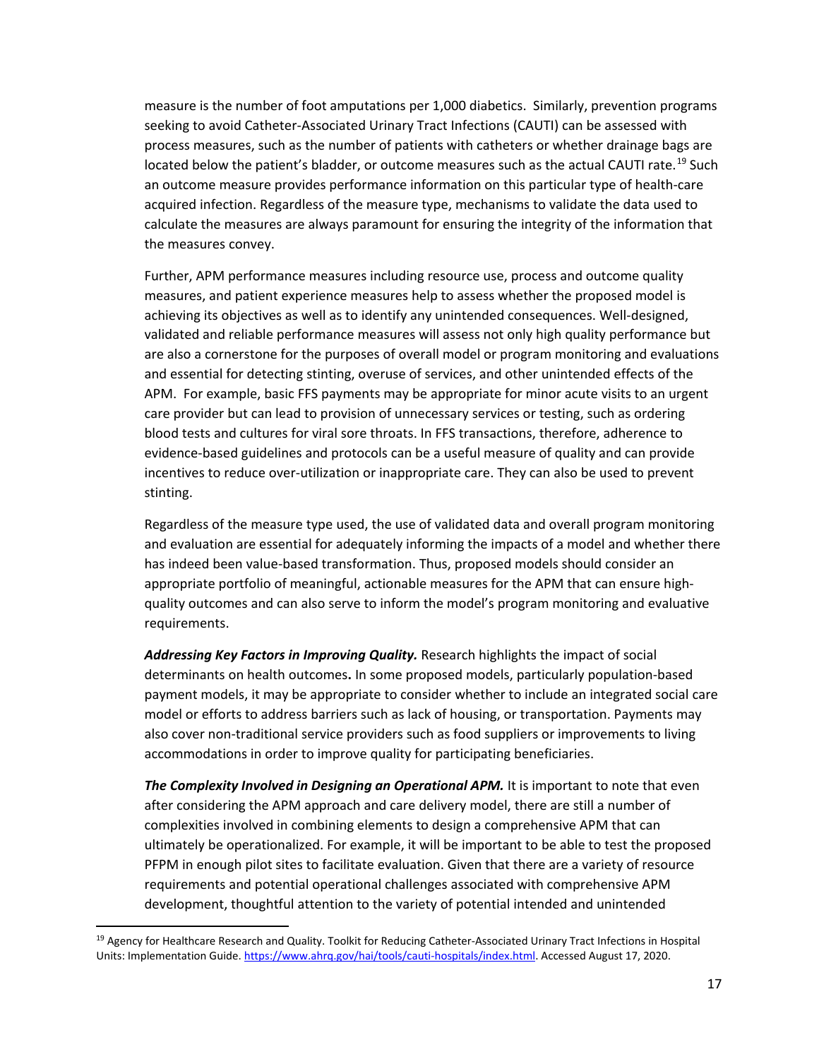measure is the number of foot amputations per 1,000 diabetics. Similarly, prevention programs seeking to avoid Catheter-Associated Urinary Tract Infections (CAUTI) can be assessed with process measures, such as the number of patients with catheters or whether drainage bags are located below the patient's bladder, or outcome measures such as the actual CAUTI rate.[19] Such an outcome measure provides performance information on this particular type of health-care acquired infection. Regardless of the measure type, mechanisms to validate the data used to calculate the measures are always paramount for ensuring the integrity of the information that the measures convey.

Further, APM performance measures including resource use, process and outcome quality measures, and patient experience measures help to assess whether the proposed model is achieving its objectives as well as to identify any unintended consequences. Well-designed, validated and reliable performance measures will assess not only high quality performance but are also a cornerstone for the purposes of overall model or program monitoring and evaluations and essential for detecting stinting, overuse of services, and other unintended effects of the APM. For example, basic FFS payments may be appropriate for minor acute visits to an urgent care provider but can lead to provision of unnecessary services or testing, such as ordering blood tests and cultures for viral sore throats. In FFS transactions, therefore, adherence to evidence-based guidelines and protocols can be a useful measure of quality and can provide incentives to reduce over-utilization or inappropriate care. They can also be used to prevent stinting.

Regardless of the measure type used, the use of validated data and overall program monitoring and evaluation are essential for adequately informing the impacts of a model and whether there has indeed been value-based transformation. Thus, proposed models should consider an appropriate portfolio of meaningful, actionable measures for the APM that can ensure high-quality outcomes and can also serve to inform the model's program monitoring and evaluative requirements.

***Addressing Key Factors in Improving Quality.*** Research highlights the impact of social determinants on health outcomes**.** In some proposed models, particularly population-based payment models, it may be appropriate to consider whether to include an integrated social care model or efforts to address barriers such as lack of housing, or transportation. Payments may also cover non-traditional service providers such as food suppliers or improvements to living accommodations in order to improve quality for participating beneficiaries.

***The Complexity Involved in Designing an Operational APM.*** It is important to note that even after considering the APM approach and care delivery model, there are still a number of complexities involved in combining elements to design a comprehensive APM that can ultimately be operationalized. For example, it will be important to be able to test the proposed PFPM in enough pilot sites to facilitate evaluation. Given that there are a variety of resource requirements and potential operational challenges associated with comprehensive APM development, thoughtful attention to the variety of potential intended and unintended

[19] Agency for Healthcare Research and Quality. Toolkit for Reducing Catheter-Associated Urinary Tract Infections in Hospital Units: Implementation Guide. https://www.ahrq.gov/hai/tools/cauti-hospitals/index.html. Accessed August 17, 2020.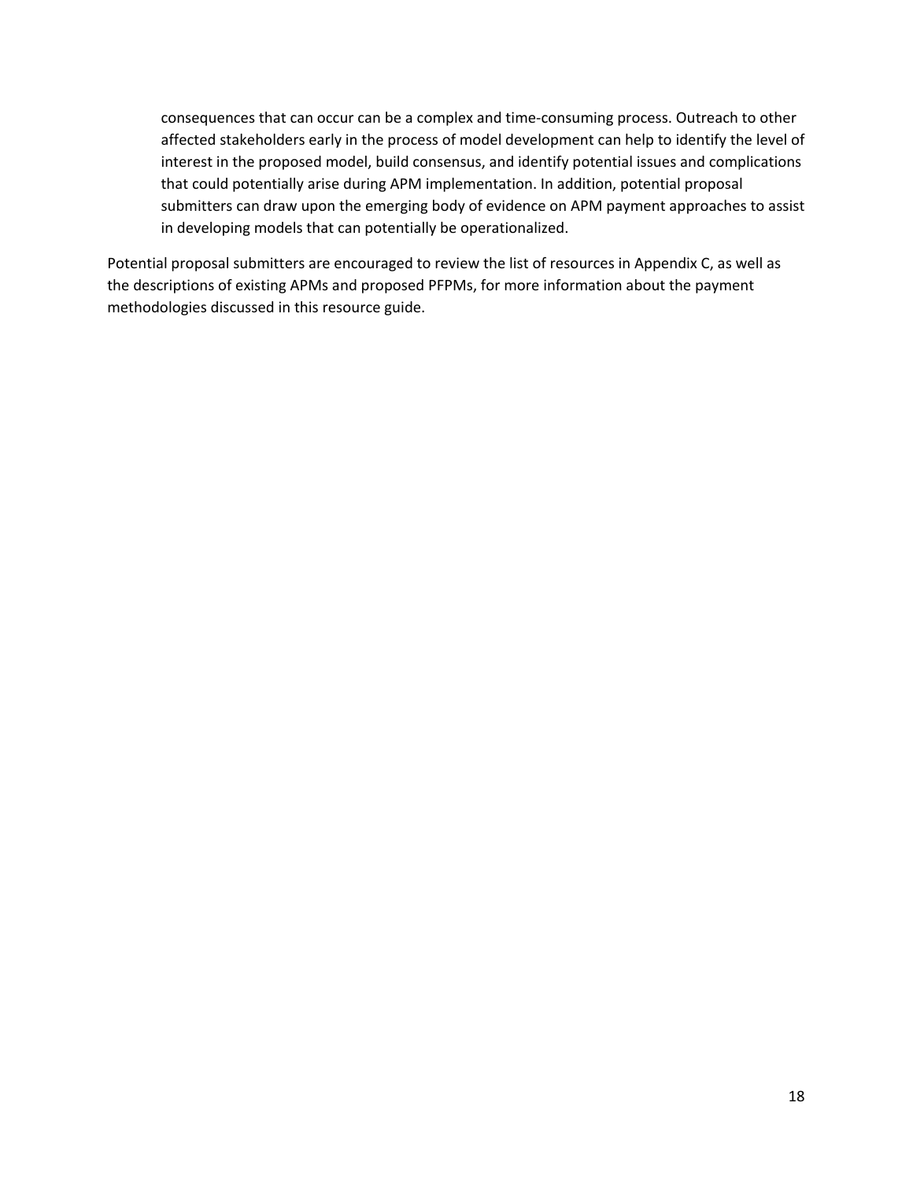consequences that can occur can be a complex and time-consuming process. Outreach to other affected stakeholders early in the process of model development can help to identify the level of interest in the proposed model, build consensus, and identify potential issues and complications that could potentially arise during APM implementation. In addition, potential proposal submitters can draw upon the emerging body of evidence on APM payment approaches to assist in developing models that can potentially be operationalized.

Potential proposal submitters are encouraged to review the list of resources in Appendix C, as well as the descriptions of existing APMs and proposed PFPMs, for more information about the payment methodologies discussed in this resource guide.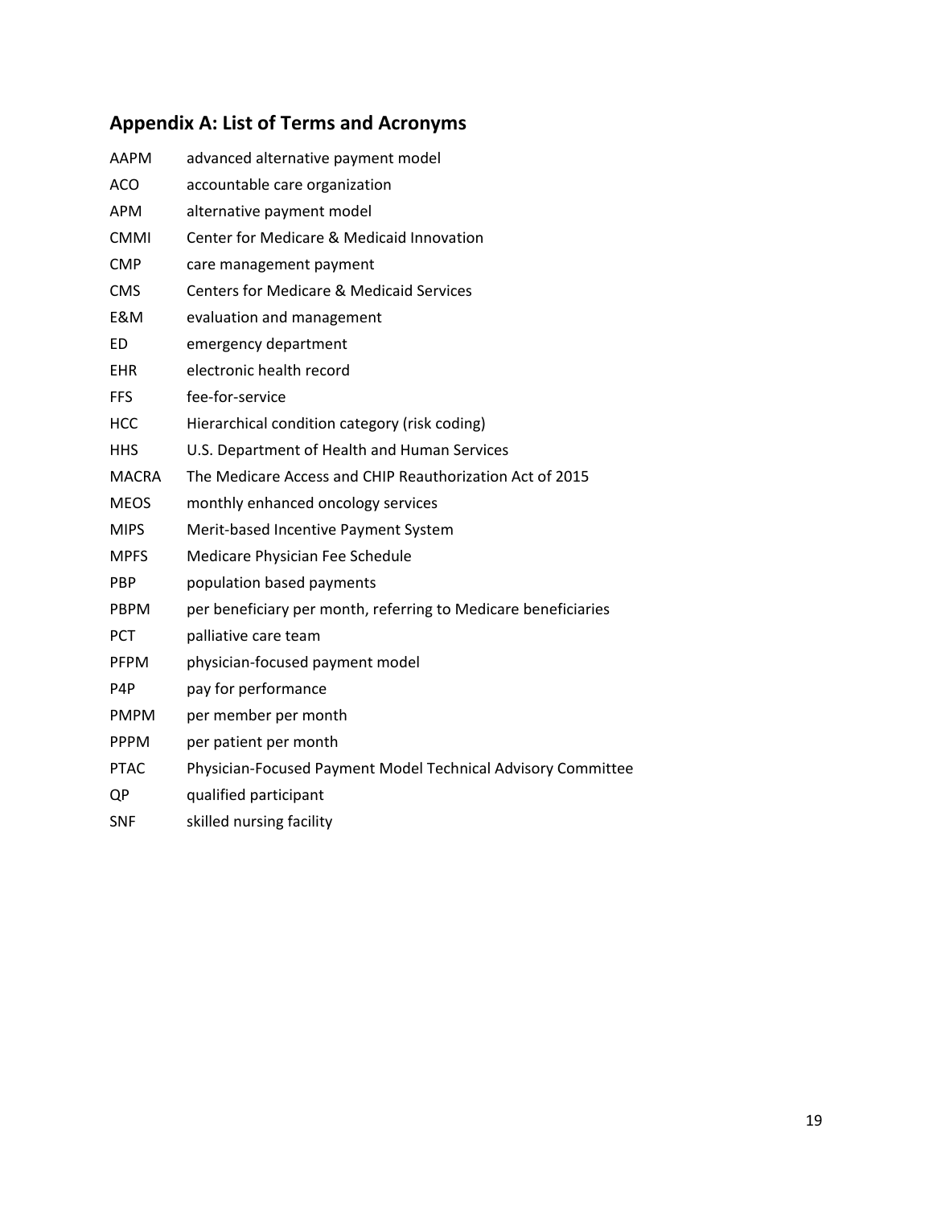## Appendix A: List of Terms and Acronyms

| | |
|---|---|
| AAPM | advanced alternative payment model |
| ACO | accountable care organization |
| APM | alternative payment model |
| CMMI | Center for Medicare & Medicaid Innovation |
| CMP | care management payment |
| CMS | Centers for Medicare & Medicaid Services |
| E&M | evaluation and management |
| ED | emergency department |
| EHR | electronic health record |
| FFS | fee-for-service |
| HCC | Hierarchical condition category (risk coding) |
| HHS | U.S. Department of Health and Human Services |
| MACRA | The Medicare Access and CHIP Reauthorization Act of 2015 |
| MEOS | monthly enhanced oncology services |
| MIPS | Merit-based Incentive Payment System |
| MPFS | Medicare Physician Fee Schedule |
| PBP | population based payments |
| PBPM | per beneficiary per month, referring to Medicare beneficiaries |
| PCT | palliative care team |
| PFPM | physician-focused payment model |
| P4P | pay for performance |
| PMPM | per member per month |
| PPPM | per patient per month |
| PTAC | Physician-Focused Payment Model Technical Advisory Committee |
| QP | qualified participant |
| SNF | skilled nursing facility |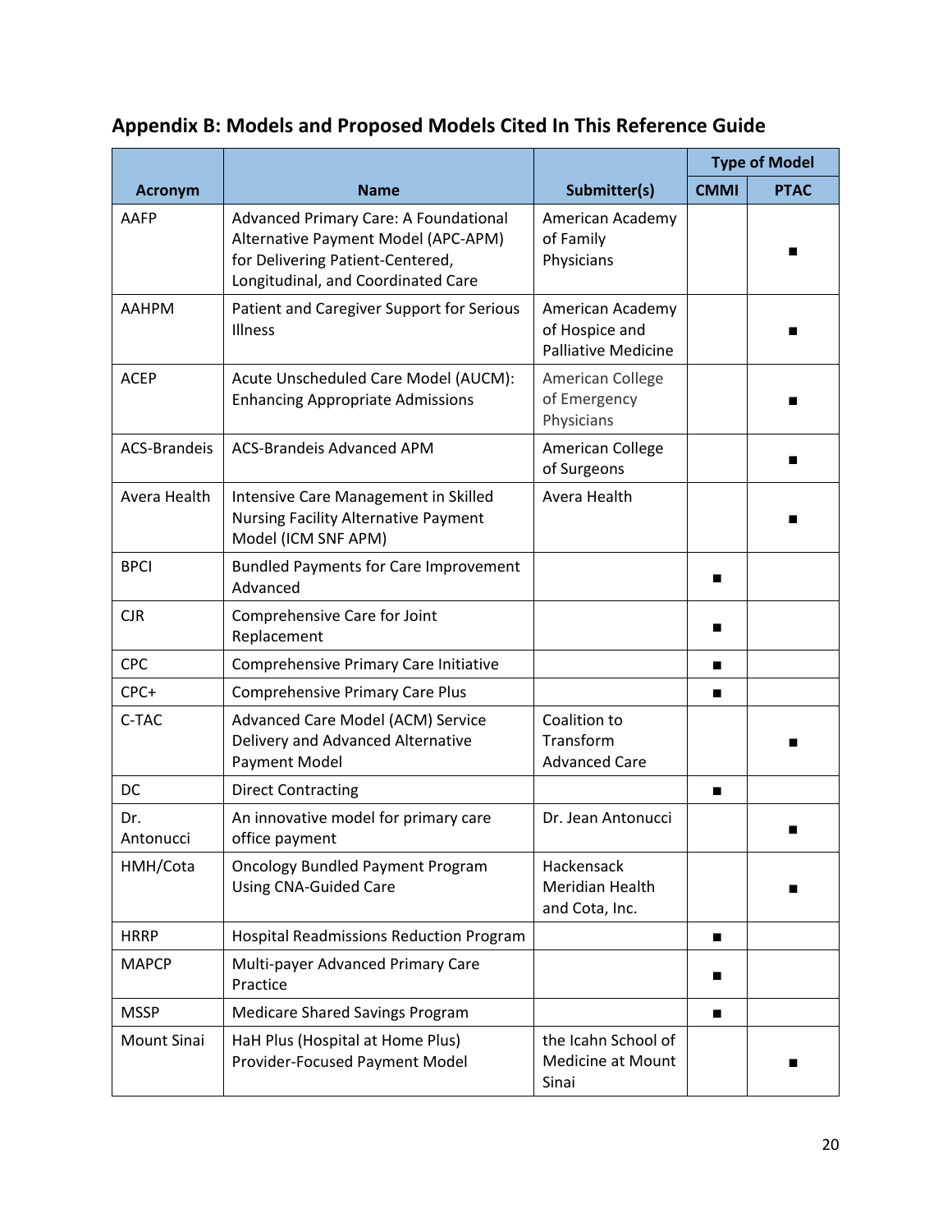## Appendix B: Models and Proposed Models Cited In This Reference Guide

| Acronym | Name | Submitter(s) | Type of Model | |
|---|---|---|---|---|
| | | | CMMI | PTAC |
| AAFP | Advanced Primary Care: A Foundational Alternative Payment Model (APC-APM) for Delivering Patient-Centered, Longitudinal, and Coordinated Care | American Academy of Family Physicians | | ■ |
| AAHPM | Patient and Caregiver Support for Serious Illness | American Academy of Hospice and Palliative Medicine | | ■ |
| ACEP | Acute Unscheduled Care Model (AUCM): Enhancing Appropriate Admissions | American College of Emergency Physicians | | ■ |
| ACS-Brandeis | ACS-Brandeis Advanced APM | American College of Surgeons | | ■ |
| Avera Health | Intensive Care Management in Skilled Nursing Facility Alternative Payment Model (ICM SNF APM) | Avera Health | | ■ |
| BPCI | Bundled Payments for Care Improvement Advanced | | ■ | |
| CJR | Comprehensive Care for Joint Replacement | | ■ | |
| CPC | Comprehensive Primary Care Initiative | | ■ | |
| CPC+ | Comprehensive Primary Care Plus | | ■ | |
| C-TAC | Advanced Care Model (ACM) Service Delivery and Advanced Alternative Payment Model | Coalition to Transform Advanced Care | | ■ |
| DC | Direct Contracting | | ■ | |
| Dr. Antonucci | An innovative model for primary care office payment | Dr. Jean Antonucci | | ■ |
| HMH/Cota | Oncology Bundled Payment Program Using CNA-Guided Care | Hackensack Meridian Health and Cota, Inc. | | ■ |
| HRRP | Hospital Readmissions Reduction Program | | ■ | |
| MAPCP | Multi-payer Advanced Primary Care Practice | | ■ | |
| MSSP | Medicare Shared Savings Program | | ■ | |
| Mount Sinai | HaH Plus (Hospital at Home Plus) Provider-Focused Payment Model | the Icahn School of Medicine at Mount Sinai | | ■ |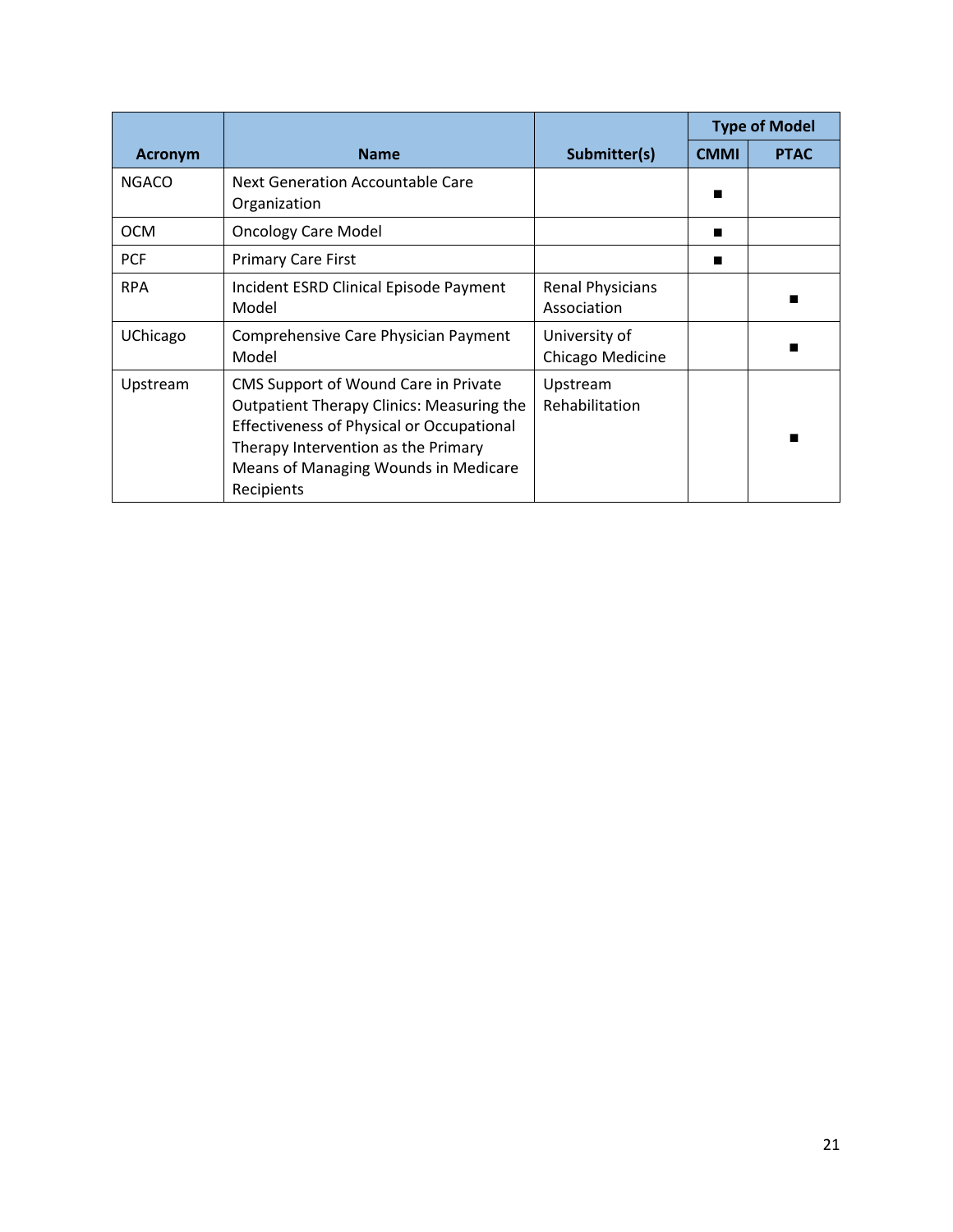| Acronym | Name | Submitter(s) | Type of Model | |
|---|---|---|---|---|
| | | | CMMI | PTAC |
| NGACO | Next Generation Accountable Care Organization | | ■ | |
| OCM | Oncology Care Model | | ■ | |
| PCF | Primary Care First | | ■ | |
| RPA | Incident ESRD Clinical Episode Payment Model | Renal Physicians Association | | ■ |
| UChicago | Comprehensive Care Physician Payment Model | University of Chicago Medicine | | ■ |
| Upstream | CMS Support of Wound Care in Private Outpatient Therapy Clinics: Measuring the Effectiveness of Physical or Occupational Therapy Intervention as the Primary Means of Managing Wounds in Medicare Recipients | Upstream Rehabilitation | | ■ |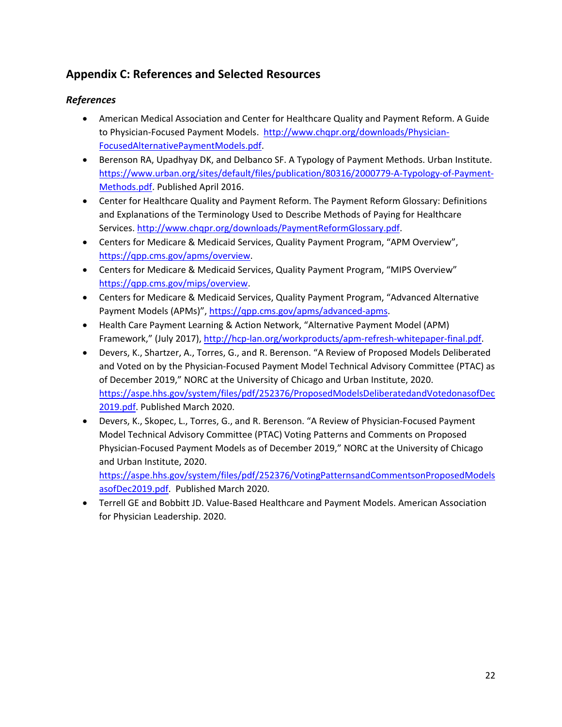## Appendix C: References and Selected Resources

### *References*

- American Medical Association and Center for Healthcare Quality and Payment Reform. A Guide to Physician-Focused Payment Models. http://www.chqpr.org/downloads/Physician-FocusedAlternativePaymentModels.pdf.
- Berenson RA, Upadhyay DK, and Delbanco SF. A Typology of Payment Methods. Urban Institute. https://www.urban.org/sites/default/files/publication/80316/2000779-A-Typology-of-Payment-Methods.pdf. Published April 2016.
- Center for Healthcare Quality and Payment Reform. The Payment Reform Glossary: Definitions and Explanations of the Terminology Used to Describe Methods of Paying for Healthcare Services. http://www.chqpr.org/downloads/PaymentReformGlossary.pdf.
- Centers for Medicare & Medicaid Services, Quality Payment Program, “APM Overview”, https://qpp.cms.gov/apms/overview.
- Centers for Medicare & Medicaid Services, Quality Payment Program, “MIPS Overview” https://qpp.cms.gov/mips/overview.
- Centers for Medicare & Medicaid Services, Quality Payment Program, “Advanced Alternative Payment Models (APMs)”, https://qpp.cms.gov/apms/advanced-apms.
- Health Care Payment Learning & Action Network, “Alternative Payment Model (APM) Framework,” (July 2017), http://hcp-lan.org/workproducts/apm-refresh-whitepaper-final.pdf.
- Devers, K., Shartzer, A., Torres, G., and R. Berenson. “A Review of Proposed Models Deliberated and Voted on by the Physician-Focused Payment Model Technical Advisory Committee (PTAC) as of December 2019,” NORC at the University of Chicago and Urban Institute, 2020. https://aspe.hhs.gov/system/files/pdf/252376/ProposedModelsDeliberatedandVotedonasofDec2019.pdf. Published March 2020.
- Devers, K., Skopec, L., Torres, G., and R. Berenson. “A Review of Physician-Focused Payment Model Technical Advisory Committee (PTAC) Voting Patterns and Comments on Proposed Physician-Focused Payment Models as of December 2019,” NORC at the University of Chicago and Urban Institute, 2020. https://aspe.hhs.gov/system/files/pdf/252376/VotingPatternsandCommentsonProposedModelsasofDec2019.pdf. Published March 2020.
- Terrell GE and Bobbitt JD. Value-Based Healthcare and Payment Models. American Association for Physician Leadership. 2020.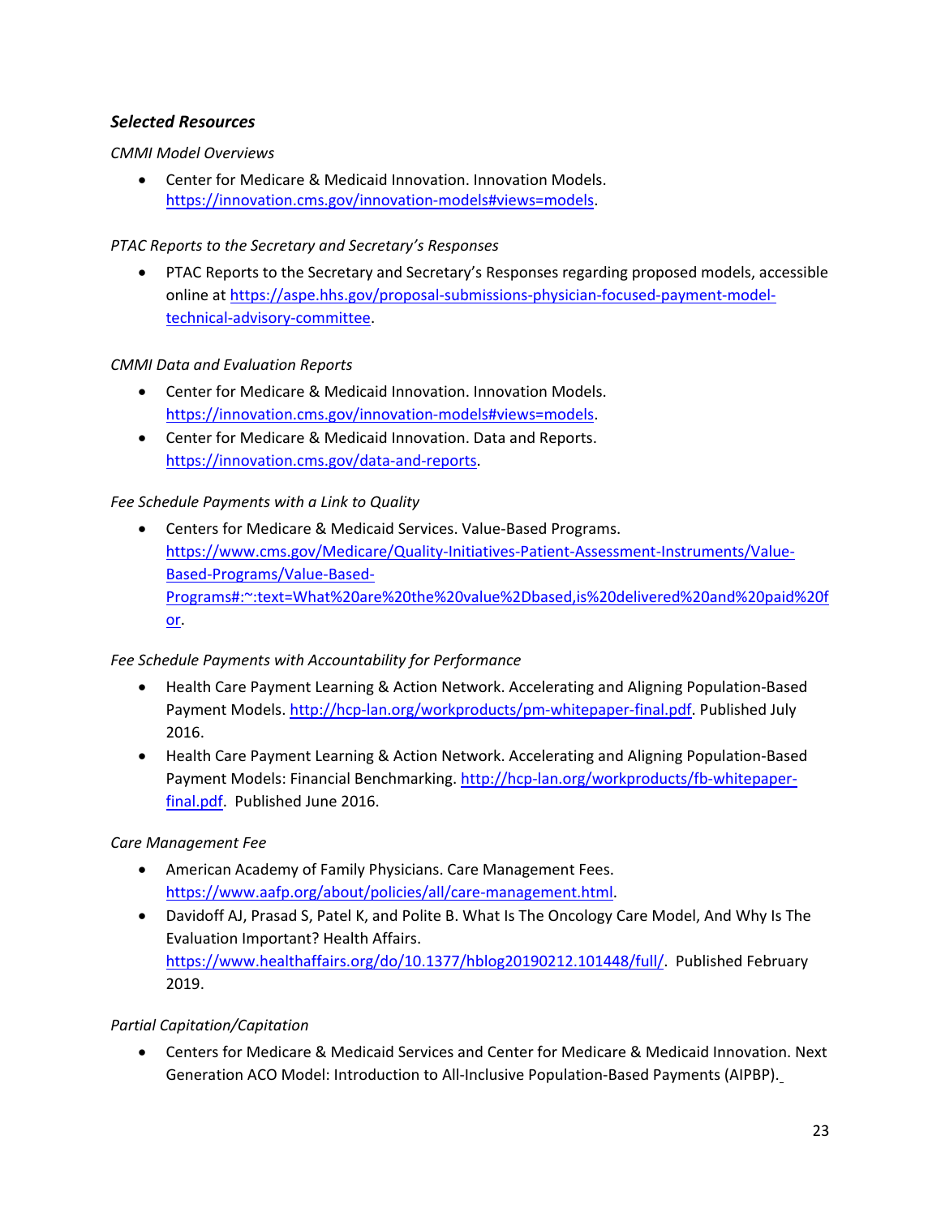### ***Selected Resources***

*CMMI Model Overviews*

- Center for Medicare & Medicaid Innovation. Innovation Models. https://innovation.cms.gov/innovation-models#views=models.

*PTAC Reports to the Secretary and Secretary's Responses*

- PTAC Reports to the Secretary and Secretary's Responses regarding proposed models, accessible online at https://aspe.hhs.gov/proposal-submissions-physician-focused-payment-model-technical-advisory-committee.

*CMMI Data and Evaluation Reports*

- Center for Medicare & Medicaid Innovation. Innovation Models. https://innovation.cms.gov/innovation-models#views=models.
- Center for Medicare & Medicaid Innovation. Data and Reports. https://innovation.cms.gov/data-and-reports.

*Fee Schedule Payments with a Link to Quality*

- Centers for Medicare & Medicaid Services. Value-Based Programs. https://www.cms.gov/Medicare/Quality-Initiatives-Patient-Assessment-Instruments/Value-Based-Programs/Value-Based-Programs#:~:text=What%20are%20the%20value%2Dbased,is%20delivered%20and%20paid%20for.

*Fee Schedule Payments with Accountability for Performance*

- Health Care Payment Learning & Action Network. Accelerating and Aligning Population-Based Payment Models. http://hcp-lan.org/workproducts/pm-whitepaper-final.pdf. Published July 2016.
- Health Care Payment Learning & Action Network. Accelerating and Aligning Population-Based Payment Models: Financial Benchmarking. http://hcp-lan.org/workproducts/fb-whitepaper-final.pdf. Published June 2016.

*Care Management Fee*

- American Academy of Family Physicians. Care Management Fees. https://www.aafp.org/about/policies/all/care-management.html.
- Davidoff AJ, Prasad S, Patel K, and Polite B. What Is The Oncology Care Model, And Why Is The Evaluation Important? Health Affairs. https://www.healthaffairs.org/do/10.1377/hblog20190212.101448/full/. Published February 2019.

*Partial Capitation/Capitation*

- Centers for Medicare & Medicaid Services and Center for Medicare & Medicaid Innovation. Next Generation ACO Model: Introduction to All-Inclusive Population-Based Payments (AIPBP).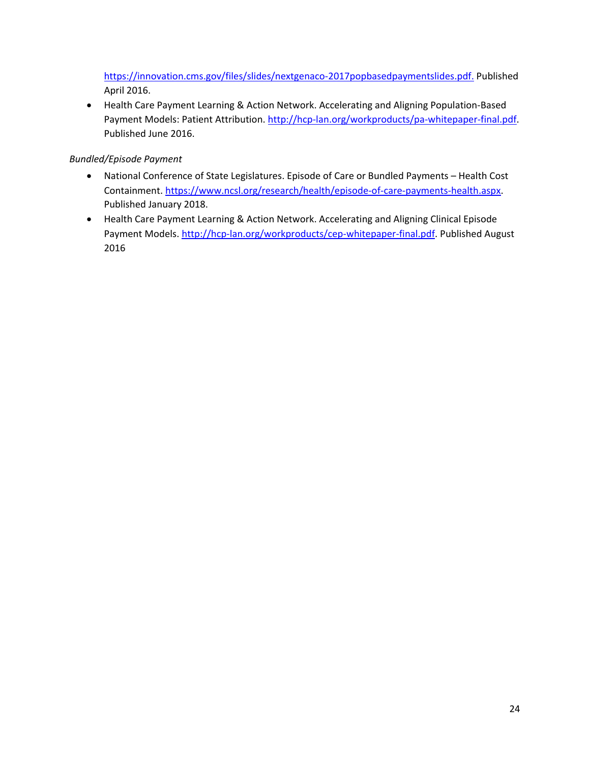https://innovation.cms.gov/files/slides/nextgenaco-2017popbasedpaymentslides.pdf. Published April 2016.

- Health Care Payment Learning & Action Network. Accelerating and Aligning Population-Based Payment Models: Patient Attribution. http://hcp-lan.org/workproducts/pa-whitepaper-final.pdf. Published June 2016.

*Bundled/Episode Payment*

- National Conference of State Legislatures. Episode of Care or Bundled Payments – Health Cost Containment. https://www.ncsl.org/research/health/episode-of-care-payments-health.aspx. Published January 2018.
- Health Care Payment Learning & Action Network. Accelerating and Aligning Clinical Episode Payment Models. http://hcp-lan.org/workproducts/cep-whitepaper-final.pdf. Published August 2016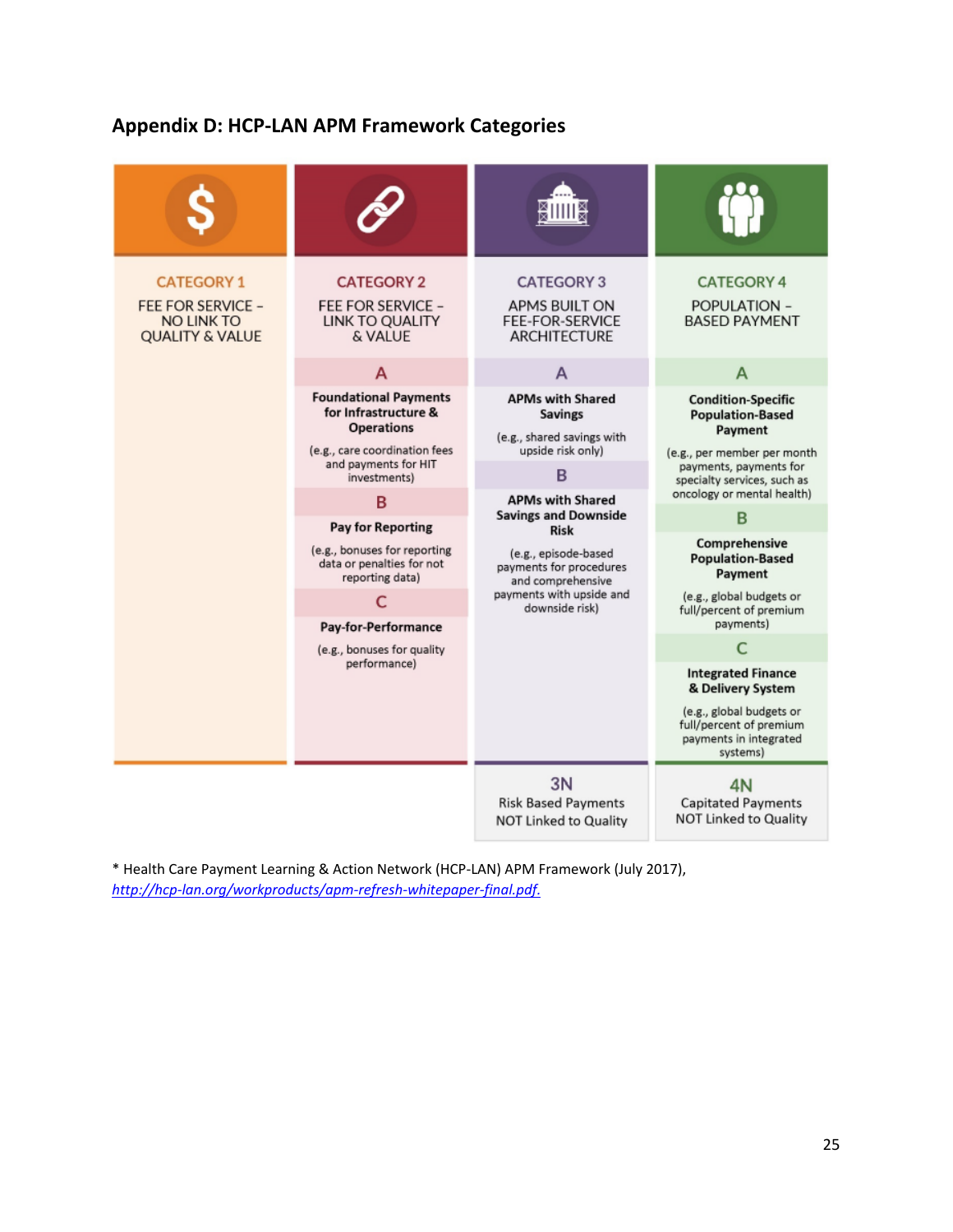## Appendix D: HCP-LAN APM Framework Categories

| CATEGORY 1 | CATEGORY 2 | CATEGORY 3 | CATEGORY 4 |
|---|---|---|---|
| FEE FOR SERVICE – NO LINK TO QUALITY & VALUE | FEE FOR SERVICE – LINK TO QUALITY & VALUE | APMS BUILT ON FEE-FOR-SERVICE ARCHITECTURE | POPULATION – BASED PAYMENT |
| | **A** | **A** | **A** |
| | **Foundational Payments for Infrastructure & Operations** (e.g., care coordination fees and payments for HIT investments) | **APMs with Shared Savings** (e.g., shared savings with upside risk only) | **Condition-Specific Population-Based Payment** (e.g., per member per month payments, payments for specialty services, such as oncology or mental health) |
| | **B** | **B** | **B** |
| | **Pay for Reporting** (e.g., bonuses for reporting data or penalties for not reporting data) | **APMs with Shared Savings and Downside Risk** (e.g., episode-based payments for procedures and comprehensive payments with upside and downside risk) | **Comprehensive Population-Based Payment** (e.g., global budgets or full/percent of premium payments) |
| | **C** | | **C** |
| | **Pay-for-Performance** (e.g., bonuses for quality performance) | | **Integrated Finance & Delivery System** (e.g., global budgets or full/percent of premium payments in integrated systems) |
| | | **3N** Risk Based Payments NOT Linked to Quality | **4N** Capitated Payments NOT Linked to Quality |

\* Health Care Payment Learning & Action Network (HCP-LAN) APM Framework (July 2017), *http://hcp-lan.org/workproducts/apm-refresh-whitepaper-final.pdf.*